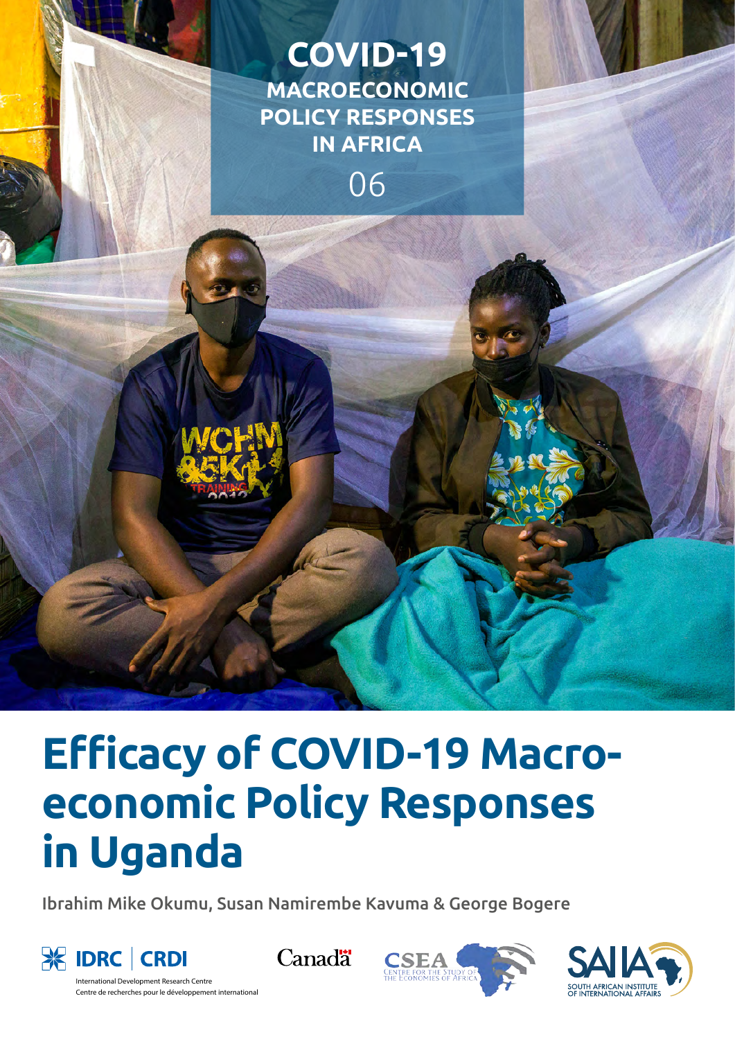COVID-19
MACROECONOMIC POLICY RESPONSES IN AFRICA

06

# Efficacy of COVID-19 Macroeconomic Policy Responses in Uganda

Ibrahim Mike Okumu, Susan Namirembe Kavuma & George Bogere

IDRC | CRDI
International Development Research Centre
Centre de recherches pour le développement international

Canada

CSEA
CENTRE FOR THE STUDY OF THE ECONOMIES OF AFRICA

SAIIA
SOUTH AFRICAN INSTITUTE OF INTERNATIONAL AFFAIRS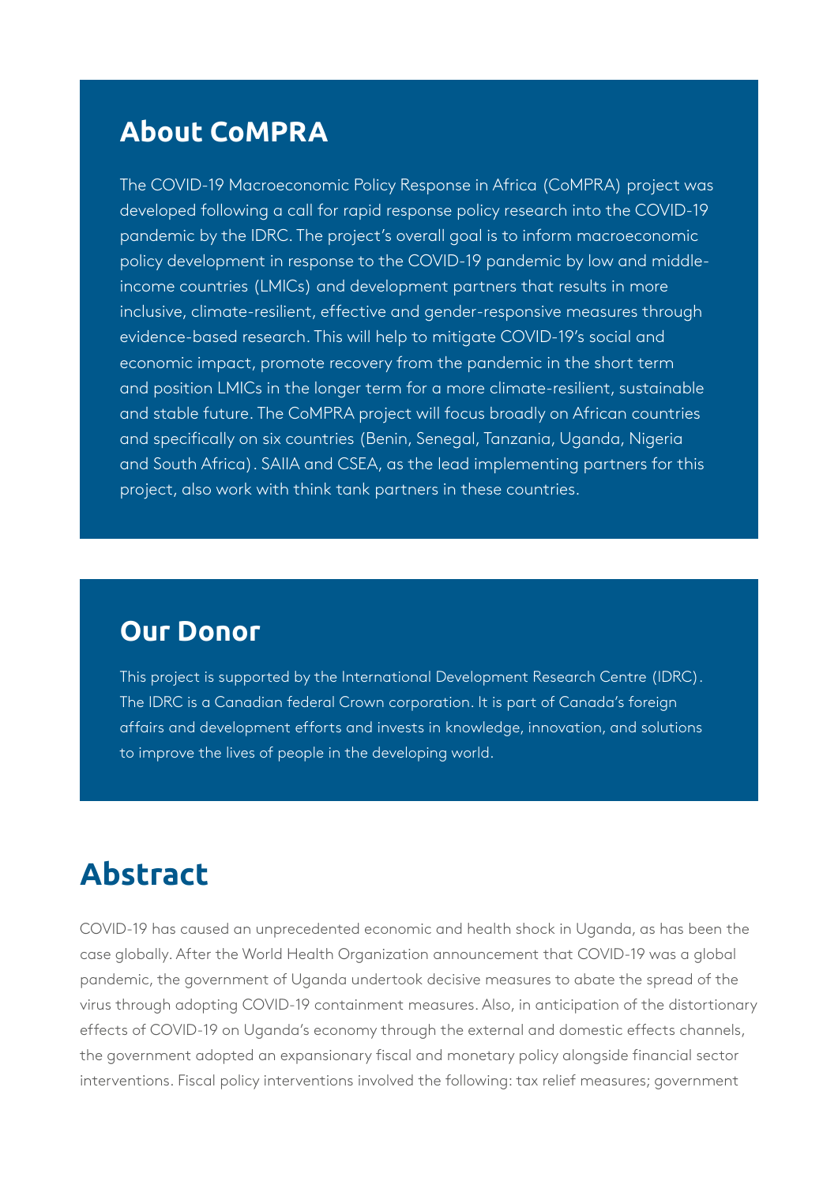## About CoMPRA

The COVID-19 Macroeconomic Policy Response in Africa (CoMPRA) project was developed following a call for rapid response policy research into the COVID-19 pandemic by the IDRC. The project's overall goal is to inform macroeconomic policy development in response to the COVID-19 pandemic by low and middle-income countries (LMICs) and development partners that results in more inclusive, climate-resilient, effective and gender-responsive measures through evidence-based research. This will help to mitigate COVID-19's social and economic impact, promote recovery from the pandemic in the short term and position LMICs in the longer term for a more climate-resilient, sustainable and stable future. The CoMPRA project will focus broadly on African countries and specifically on six countries (Benin, Senegal, Tanzania, Uganda, Nigeria and South Africa). SAIIA and CSEA, as the lead implementing partners for this project, also work with think tank partners in these countries.

## Our Donor

This project is supported by the International Development Research Centre (IDRC). The IDRC is a Canadian federal Crown corporation. It is part of Canada's foreign affairs and development efforts and invests in knowledge, innovation, and solutions to improve the lives of people in the developing world.

# Abstract

COVID-19 has caused an unprecedented economic and health shock in Uganda, as has been the case globally. After the World Health Organization announcement that COVID-19 was a global pandemic, the government of Uganda undertook decisive measures to abate the spread of the virus through adopting COVID-19 containment measures. Also, in anticipation of the distortionary effects of COVID-19 on Uganda's economy through the external and domestic effects channels, the government adopted an expansionary fiscal and monetary policy alongside financial sector interventions. Fiscal policy interventions involved the following: tax relief measures; government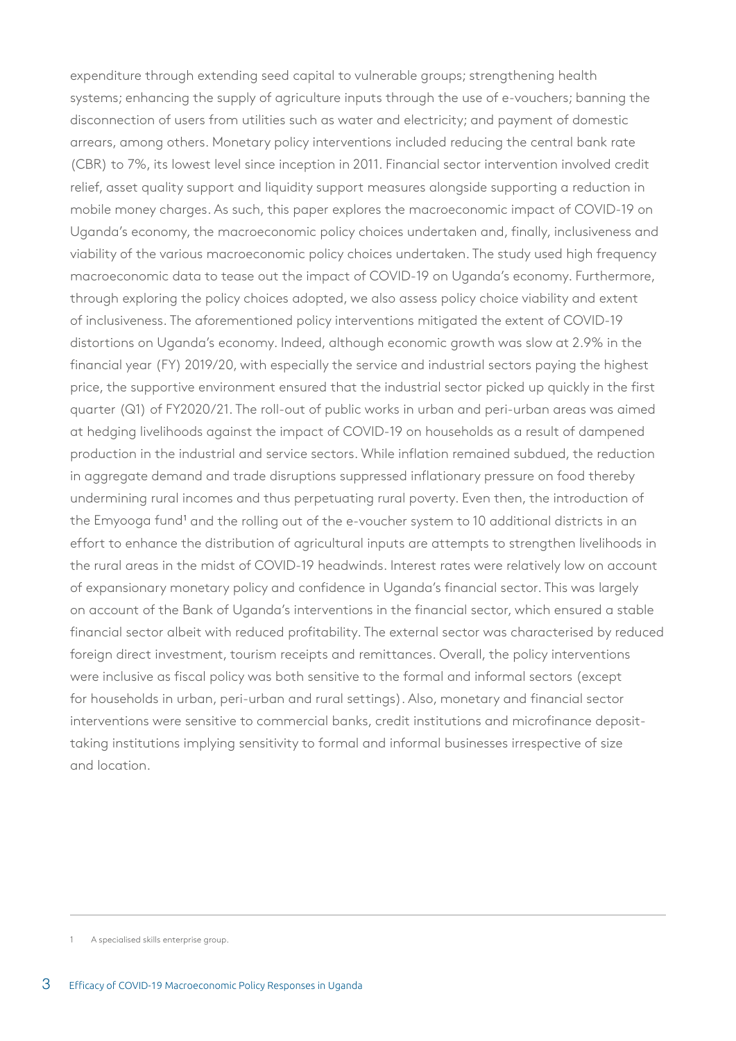expenditure through extending seed capital to vulnerable groups; strengthening health systems; enhancing the supply of agriculture inputs through the use of e-vouchers; banning the disconnection of users from utilities such as water and electricity; and payment of domestic arrears, among others. Monetary policy interventions included reducing the central bank rate (CBR) to 7%, its lowest level since inception in 2011. Financial sector intervention involved credit relief, asset quality support and liquidity support measures alongside supporting a reduction in mobile money charges. As such, this paper explores the macroeconomic impact of COVID-19 on Uganda's economy, the macroeconomic policy choices undertaken and, finally, inclusiveness and viability of the various macroeconomic policy choices undertaken. The study used high frequency macroeconomic data to tease out the impact of COVID-19 on Uganda's economy. Furthermore, through exploring the policy choices adopted, we also assess policy choice viability and extent of inclusiveness. The aforementioned policy interventions mitigated the extent of COVID-19 distortions on Uganda's economy. Indeed, although economic growth was slow at 2.9% in the financial year (FY) 2019/20, with especially the service and industrial sectors paying the highest price, the supportive environment ensured that the industrial sector picked up quickly in the first quarter (Q1) of FY2020/21. The roll-out of public works in urban and peri-urban areas was aimed at hedging livelihoods against the impact of COVID-19 on households as a result of dampened production in the industrial and service sectors. While inflation remained subdued, the reduction in aggregate demand and trade disruptions suppressed inflationary pressure on food thereby undermining rural incomes and thus perpetuating rural poverty. Even then, the introduction of the Emyooga fund[1] and the rolling out of the e-voucher system to 10 additional districts in an effort to enhance the distribution of agricultural inputs are attempts to strengthen livelihoods in the rural areas in the midst of COVID-19 headwinds. Interest rates were relatively low on account of expansionary monetary policy and confidence in Uganda's financial sector. This was largely on account of the Bank of Uganda's interventions in the financial sector, which ensured a stable financial sector albeit with reduced profitability. The external sector was characterised by reduced foreign direct investment, tourism receipts and remittances. Overall, the policy interventions were inclusive as fiscal policy was both sensitive to the formal and informal sectors (except for households in urban, peri-urban and rural settings). Also, monetary and financial sector interventions were sensitive to commercial banks, credit institutions and microfinance deposit-taking institutions implying sensitivity to formal and informal businesses irrespective of size and location.

---

[1] A specialised skills enterprise group.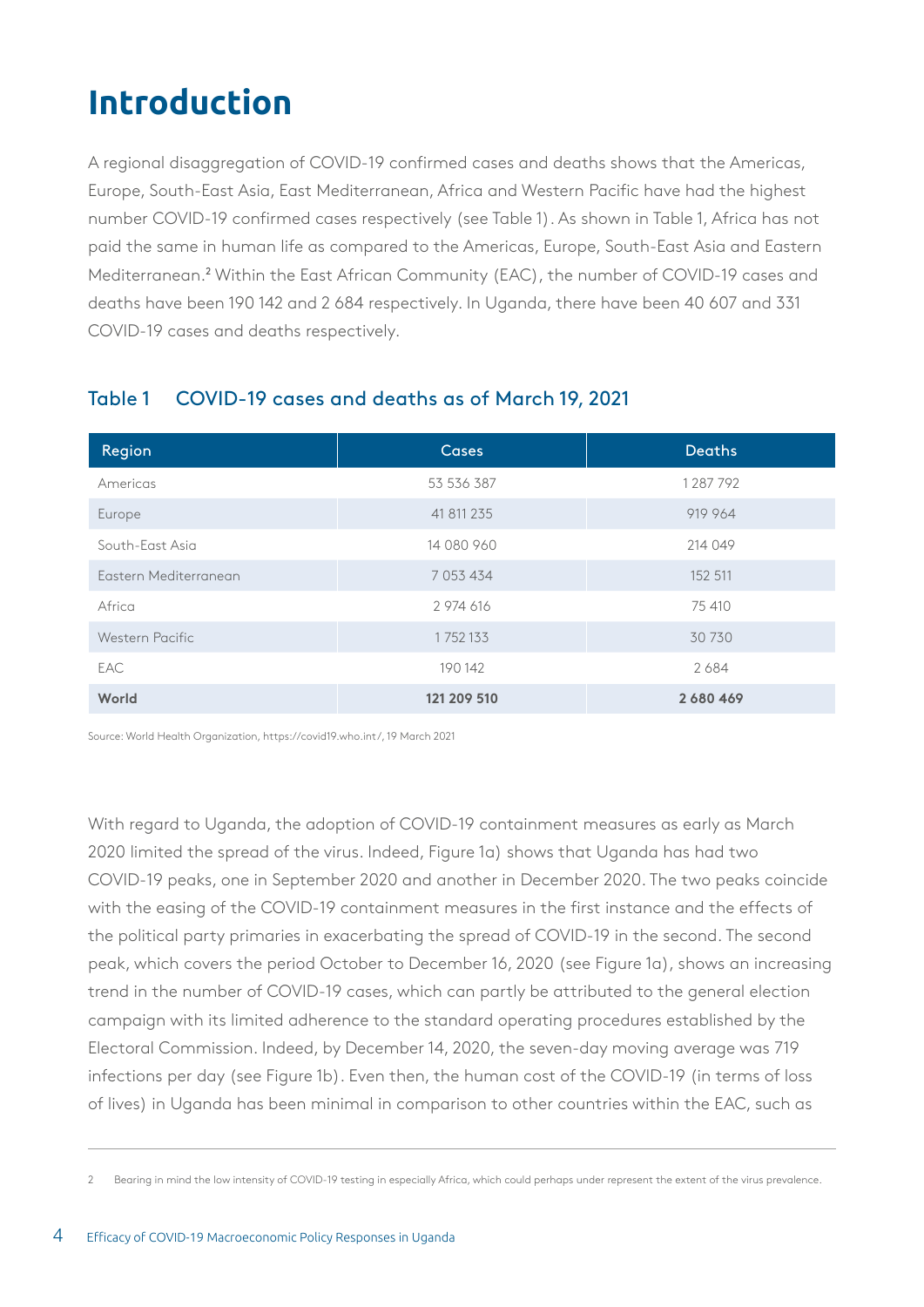# Introduction

A regional disaggregation of COVID-19 confirmed cases and deaths shows that the Americas, Europe, South-East Asia, East Mediterranean, Africa and Western Pacific have had the highest number COVID-19 confirmed cases respectively (see Table 1). As shown in Table 1, Africa has not paid the same in human life as compared to the Americas, Europe, South-East Asia and Eastern Mediterranean.[2] Within the East African Community (EAC), the number of COVID-19 cases and deaths have been 190 142 and 2 684 respectively. In Uganda, there have been 40 607 and 331 COVID-19 cases and deaths respectively.

### Table 1 COVID-19 cases and deaths as of March 19, 2021

| Region | Cases | Deaths |
|---|---|---|
| Americas | 53 536 387 | 1 287 792 |
| Europe | 41 811 235 | 919 964 |
| South-East Asia | 14 080 960 | 214 049 |
| Eastern Mediterranean | 7 053 434 | 152 511 |
| Africa | 2 974 616 | 75 410 |
| Western Pacific | 1 752 133 | 30 730 |
| EAC | 190 142 | 2 684 |
| **World** | **121 209 510** | **2 680 469** |

Source: World Health Organization, https://covid19.who.int/, 19 March 2021

With regard to Uganda, the adoption of COVID-19 containment measures as early as March 2020 limited the spread of the virus. Indeed, Figure 1a) shows that Uganda has had two COVID-19 peaks, one in September 2020 and another in December 2020. The two peaks coincide with the easing of the COVID-19 containment measures in the first instance and the effects of the political party primaries in exacerbating the spread of COVID-19 in the second. The second peak, which covers the period October to December 16, 2020 (see Figure 1a), shows an increasing trend in the number of COVID-19 cases, which can partly be attributed to the general election campaign with its limited adherence to the standard operating procedures established by the Electoral Commission. Indeed, by December 14, 2020, the seven-day moving average was 719 infections per day (see Figure 1b). Even then, the human cost of the COVID-19 (in terms of loss of lives) in Uganda has been minimal in comparison to other countries within the EAC, such as

---

2 Bearing in mind the low intensity of COVID-19 testing in especially Africa, which could perhaps under represent the extent of the virus prevalence.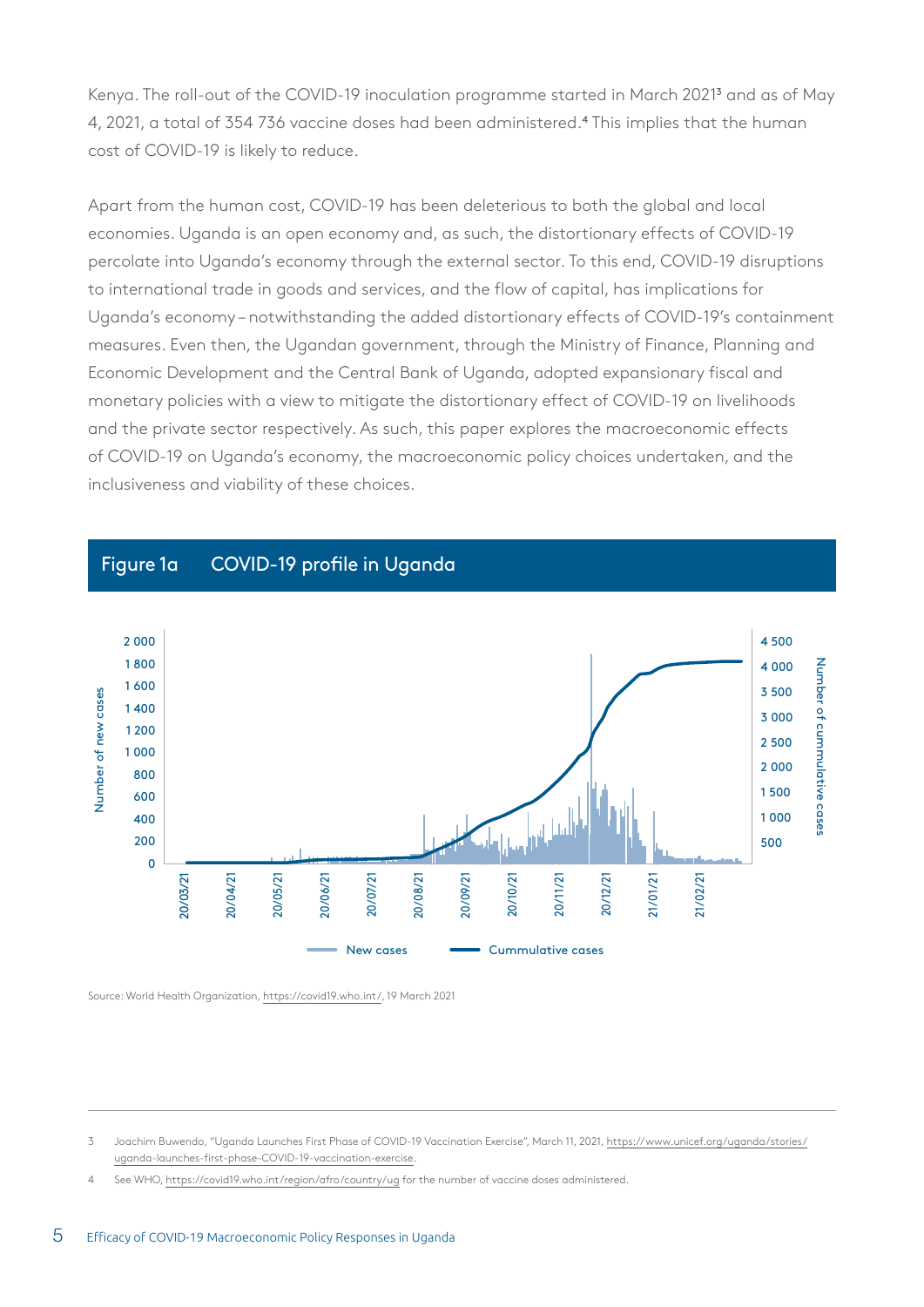Kenya. The roll-out of the COVID-19 inoculation programme started in March 2021[3] and as of May 4, 2021, a total of 354 736 vaccine doses had been administered.[4] This implies that the human cost of COVID-19 is likely to reduce.

Apart from the human cost, COVID-19 has been deleterious to both the global and local economies. Uganda is an open economy and, as such, the distortionary effects of COVID-19 percolate into Uganda's economy through the external sector. To this end, COVID-19 disruptions to international trade in goods and services, and the flow of capital, has implications for Uganda's economy – notwithstanding the added distortionary effects of COVID-19's containment measures. Even then, the Ugandan government, through the Ministry of Finance, Planning and Economic Development and the Central Bank of Uganda, adopted expansionary fiscal and monetary policies with a view to mitigate the distortionary effect of COVID-19 on livelihoods and the private sector respectively. As such, this paper explores the macroeconomic effects of COVID-19 on Uganda's economy, the macroeconomic policy choices undertaken, and the inclusiveness and viability of these choices.

**Figure 1a COVID-19 profile in Uganda**

Source: World Health Organization, https://covid19.who.int/, 19 March 2021

---

3 Joachim Buwendo, "Uganda Launches First Phase of COVID-19 Vaccination Exercise", March 11, 2021, https://www.unicef.org/uganda/stories/uganda-launches-first-phase-COVID-19-vaccination-exercise.

4 See WHO, https://covid19.who.int/region/afro/country/ug for the number of vaccine doses administered.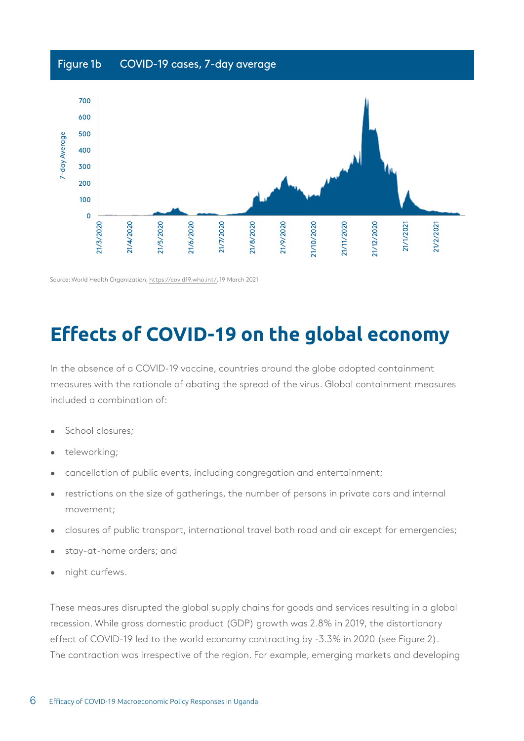Figure 1b COVID-19 cases, 7-day average

Source: World Health Organization, https://covid19.who.int/, 19 March 2021

# Effects of COVID-19 on the global economy

In the absence of a COVID-19 vaccine, countries around the globe adopted containment measures with the rationale of abating the spread of the virus. Global containment measures included a combination of:

- School closures;
- teleworking;
- cancellation of public events, including congregation and entertainment;
- restrictions on the size of gatherings, the number of persons in private cars and internal movement;
- closures of public transport, international travel both road and air except for emergencies;
- stay-at-home orders; and
- night curfews.

These measures disrupted the global supply chains for goods and services resulting in a global recession. While gross domestic product (GDP) growth was 2.8% in 2019, the distortionary effect of COVID-19 led to the world economy contracting by -3.3% in 2020 (see Figure 2). The contraction was irrespective of the region. For example, emerging markets and developing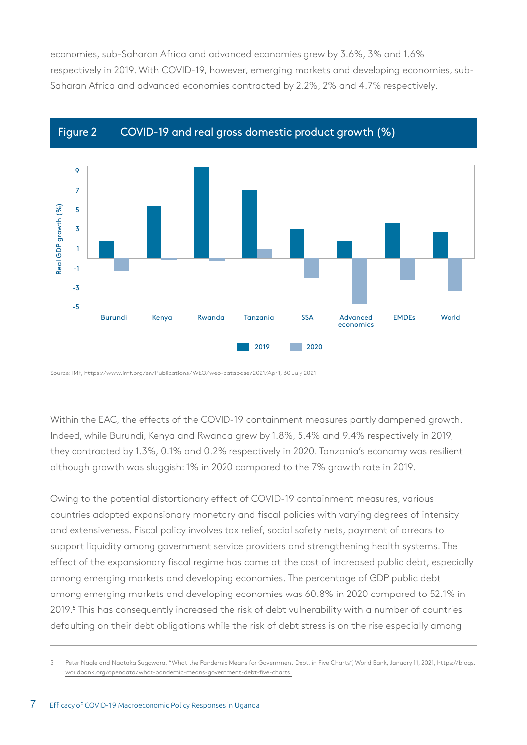economies, sub-Saharan Africa and advanced economies grew by 3.6%, 3% and 1.6% respectively in 2019. With COVID-19, however, emerging markets and developing economies, sub-Saharan Africa and advanced economies contracted by 2.2%, 2% and 4.7% respectively.

**Figure 2 COVID-19 and real gross domestic product growth (%)**

Source: IMF, https://www.imf.org/en/Publications/WEO/weo-database/2021/April, 30 July 2021

Within the EAC, the effects of the COVID-19 containment measures partly dampened growth. Indeed, while Burundi, Kenya and Rwanda grew by 1.8%, 5.4% and 9.4% respectively in 2019, they contracted by 1.3%, 0.1% and 0.2% respectively in 2020. Tanzania's economy was resilient although growth was sluggish: 1% in 2020 compared to the 7% growth rate in 2019.

Owing to the potential distortionary effect of COVID-19 containment measures, various countries adopted expansionary monetary and fiscal policies with varying degrees of intensity and extensiveness. Fiscal policy involves tax relief, social safety nets, payment of arrears to support liquidity among government service providers and strengthening health systems. The effect of the expansionary fiscal regime has come at the cost of increased public debt, especially among emerging markets and developing economies. The percentage of GDP public debt among emerging markets and developing economies was 60.8% in 2020 compared to 52.1% in 2019.[5] This has consequently increased the risk of debt vulnerability with a number of countries defaulting on their debt obligations while the risk of debt stress is on the rise especially among

5 Peter Nagle and Naotaka Sugawara, "What the Pandemic Means for Government Debt, in Five Charts", World Bank, January 11, 2021, https://blogs.worldbank.org/opendata/what-pandemic-means-government-debt-five-charts.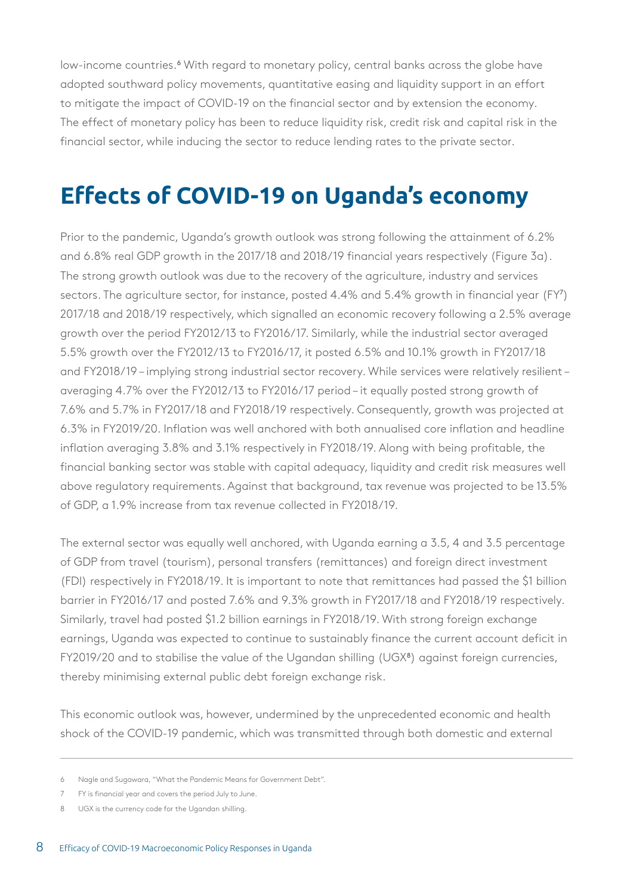low-income countries.[6] With regard to monetary policy, central banks across the globe have adopted southward policy movements, quantitative easing and liquidity support in an effort to mitigate the impact of COVID-19 on the financial sector and by extension the economy. The effect of monetary policy has been to reduce liquidity risk, credit risk and capital risk in the financial sector, while inducing the sector to reduce lending rates to the private sector.

# Effects of COVID-19 on Uganda's economy

Prior to the pandemic, Uganda's growth outlook was strong following the attainment of 6.2% and 6.8% real GDP growth in the 2017/18 and 2018/19 financial years respectively (Figure 3a). The strong growth outlook was due to the recovery of the agriculture, industry and services sectors. The agriculture sector, for instance, posted 4.4% and 5.4% growth in financial year (FY[7]) 2017/18 and 2018/19 respectively, which signalled an economic recovery following a 2.5% average growth over the period FY2012/13 to FY2016/17. Similarly, while the industrial sector averaged 5.5% growth over the FY2012/13 to FY2016/17, it posted 6.5% and 10.1% growth in FY2017/18 and FY2018/19 – implying strong industrial sector recovery. While services were relatively resilient – averaging 4.7% over the FY2012/13 to FY2016/17 period – it equally posted strong growth of 7.6% and 5.7% in FY2017/18 and FY2018/19 respectively. Consequently, growth was projected at 6.3% in FY2019/20. Inflation was well anchored with both annualised core inflation and headline inflation averaging 3.8% and 3.1% respectively in FY2018/19. Along with being profitable, the financial banking sector was stable with capital adequacy, liquidity and credit risk measures well above regulatory requirements. Against that background, tax revenue was projected to be 13.5% of GDP, a 1.9% increase from tax revenue collected in FY2018/19.

The external sector was equally well anchored, with Uganda earning a 3.5, 4 and 3.5 percentage of GDP from travel (tourism), personal transfers (remittances) and foreign direct investment (FDI) respectively in FY2018/19. It is important to note that remittances had passed the $1 billion barrier in FY2016/17 and posted 7.6% and 9.3% growth in FY2017/18 and FY2018/19 respectively. Similarly, travel had posted $1.2 billion earnings in FY2018/19. With strong foreign exchange earnings, Uganda was expected to continue to sustainably finance the current account deficit in FY2019/20 and to stabilise the value of the Ugandan shilling (UGX[8]) against foreign currencies, thereby minimising external public debt foreign exchange risk.

This economic outlook was, however, undermined by the unprecedented economic and health shock of the COVID-19 pandemic, which was transmitted through both domestic and external

---

6 Nagle and Sugawara, "What the Pandemic Means for Government Debt".

7 FY is financial year and covers the period July to June.

8 UGX is the currency code for the Ugandan shilling.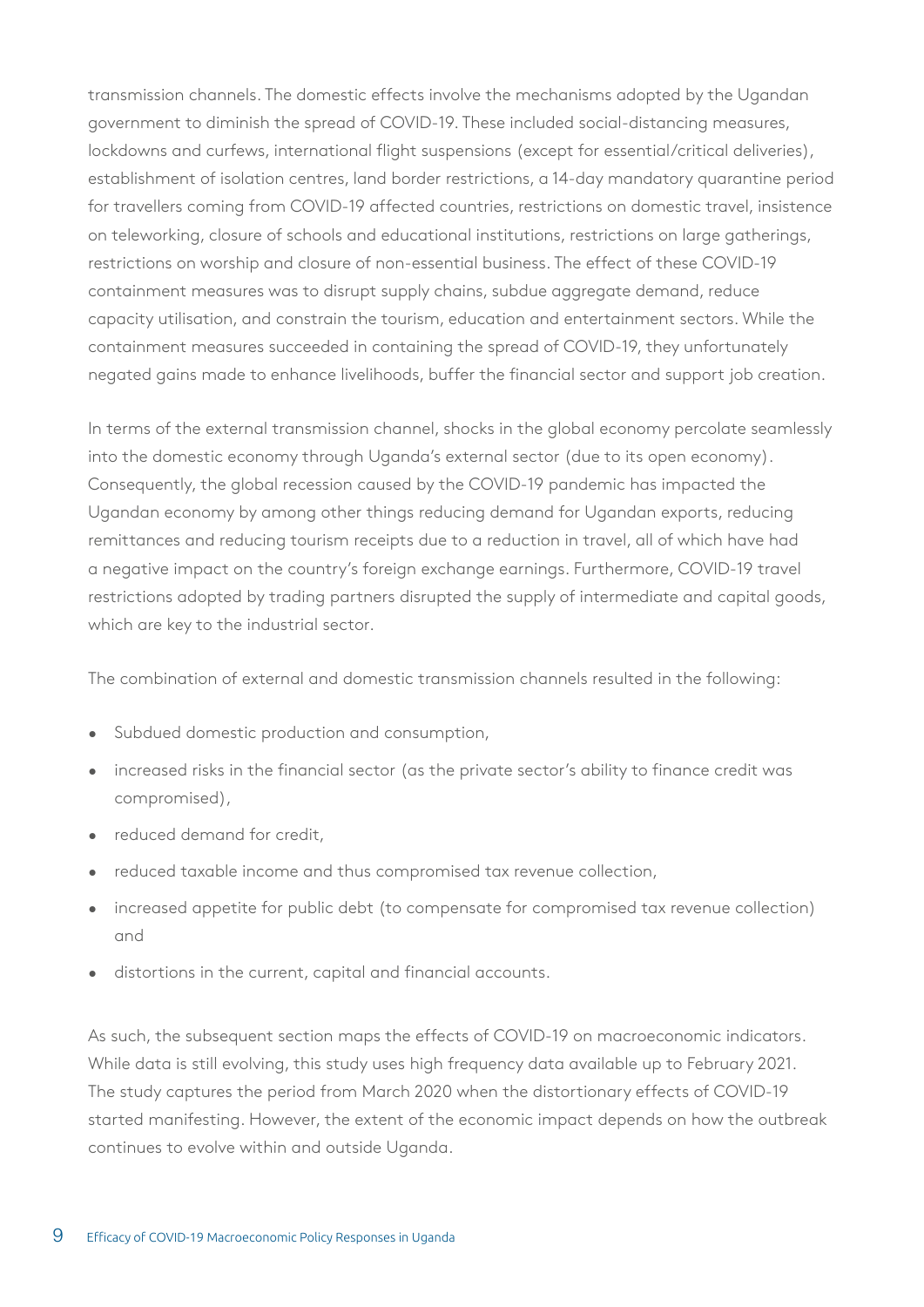transmission channels. The domestic effects involve the mechanisms adopted by the Ugandan government to diminish the spread of COVID-19. These included social-distancing measures, lockdowns and curfews, international flight suspensions (except for essential/critical deliveries), establishment of isolation centres, land border restrictions, a 14-day mandatory quarantine period for travellers coming from COVID-19 affected countries, restrictions on domestic travel, insistence on teleworking, closure of schools and educational institutions, restrictions on large gatherings, restrictions on worship and closure of non-essential business. The effect of these COVID-19 containment measures was to disrupt supply chains, subdue aggregate demand, reduce capacity utilisation, and constrain the tourism, education and entertainment sectors. While the containment measures succeeded in containing the spread of COVID-19, they unfortunately negated gains made to enhance livelihoods, buffer the financial sector and support job creation.

In terms of the external transmission channel, shocks in the global economy percolate seamlessly into the domestic economy through Uganda's external sector (due to its open economy). Consequently, the global recession caused by the COVID-19 pandemic has impacted the Ugandan economy by among other things reducing demand for Ugandan exports, reducing remittances and reducing tourism receipts due to a reduction in travel, all of which have had a negative impact on the country's foreign exchange earnings. Furthermore, COVID-19 travel restrictions adopted by trading partners disrupted the supply of intermediate and capital goods, which are key to the industrial sector.

The combination of external and domestic transmission channels resulted in the following:

- Subdued domestic production and consumption,
- increased risks in the financial sector (as the private sector's ability to finance credit was compromised),
- reduced demand for credit,
- reduced taxable income and thus compromised tax revenue collection,
- increased appetite for public debt (to compensate for compromised tax revenue collection) and
- distortions in the current, capital and financial accounts.

As such, the subsequent section maps the effects of COVID-19 on macroeconomic indicators. While data is still evolving, this study uses high frequency data available up to February 2021. The study captures the period from March 2020 when the distortionary effects of COVID-19 started manifesting. However, the extent of the economic impact depends on how the outbreak continues to evolve within and outside Uganda.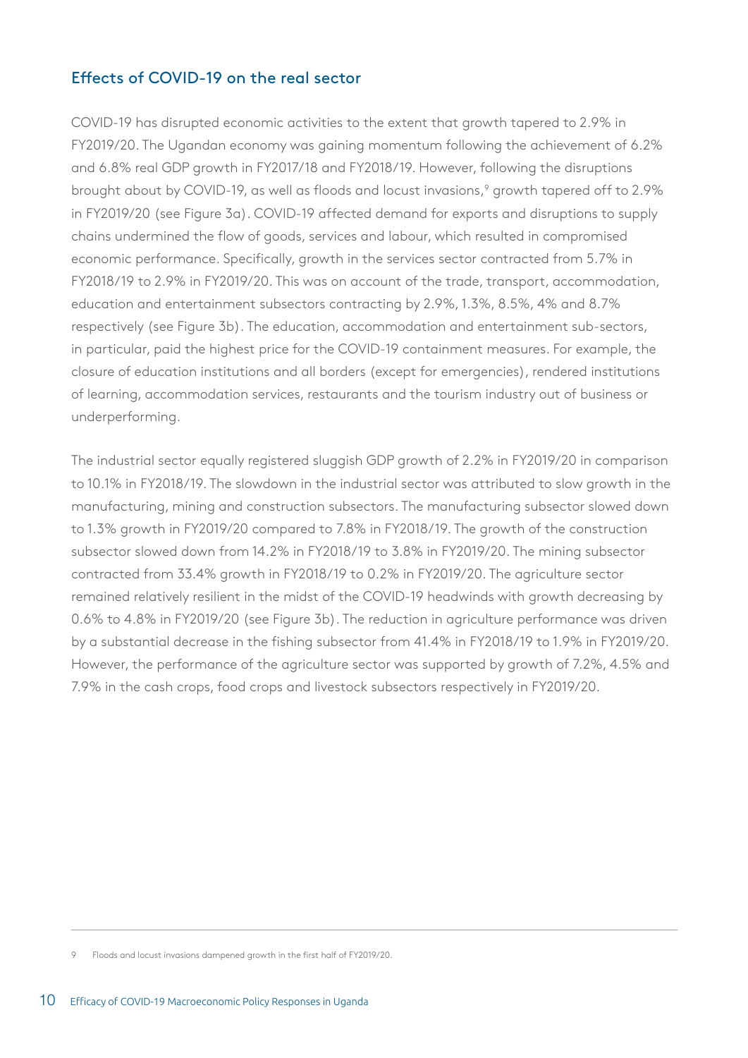## Effects of COVID-19 on the real sector

COVID-19 has disrupted economic activities to the extent that growth tapered to 2.9% in FY2019/20. The Ugandan economy was gaining momentum following the achievement of 6.2% and 6.8% real GDP growth in FY2017/18 and FY2018/19. However, following the disruptions brought about by COVID-19, as well as floods and locust invasions,[9] growth tapered off to 2.9% in FY2019/20 (see Figure 3a). COVID-19 affected demand for exports and disruptions to supply chains undermined the flow of goods, services and labour, which resulted in compromised economic performance. Specifically, growth in the services sector contracted from 5.7% in FY2018/19 to 2.9% in FY2019/20. This was on account of the trade, transport, accommodation, education and entertainment subsectors contracting by 2.9%, 1.3%, 8.5%, 4% and 8.7% respectively (see Figure 3b). The education, accommodation and entertainment sub-sectors, in particular, paid the highest price for the COVID-19 containment measures. For example, the closure of education institutions and all borders (except for emergencies), rendered institutions of learning, accommodation services, restaurants and the tourism industry out of business or underperforming.

The industrial sector equally registered sluggish GDP growth of 2.2% in FY2019/20 in comparison to 10.1% in FY2018/19. The slowdown in the industrial sector was attributed to slow growth in the manufacturing, mining and construction subsectors. The manufacturing subsector slowed down to 1.3% growth in FY2019/20 compared to 7.8% in FY2018/19. The growth of the construction subsector slowed down from 14.2% in FY2018/19 to 3.8% in FY2019/20. The mining subsector contracted from 33.4% growth in FY2018/19 to 0.2% in FY2019/20. The agriculture sector remained relatively resilient in the midst of the COVID-19 headwinds with growth decreasing by 0.6% to 4.8% in FY2019/20 (see Figure 3b). The reduction in agriculture performance was driven by a substantial decrease in the fishing subsector from 41.4% in FY2018/19 to 1.9% in FY2019/20. However, the performance of the agriculture sector was supported by growth of 7.2%, 4.5% and 7.9% in the cash crops, food crops and livestock subsectors respectively in FY2019/20.

---

[9] Floods and locust invasions dampened growth in the first half of FY2019/20.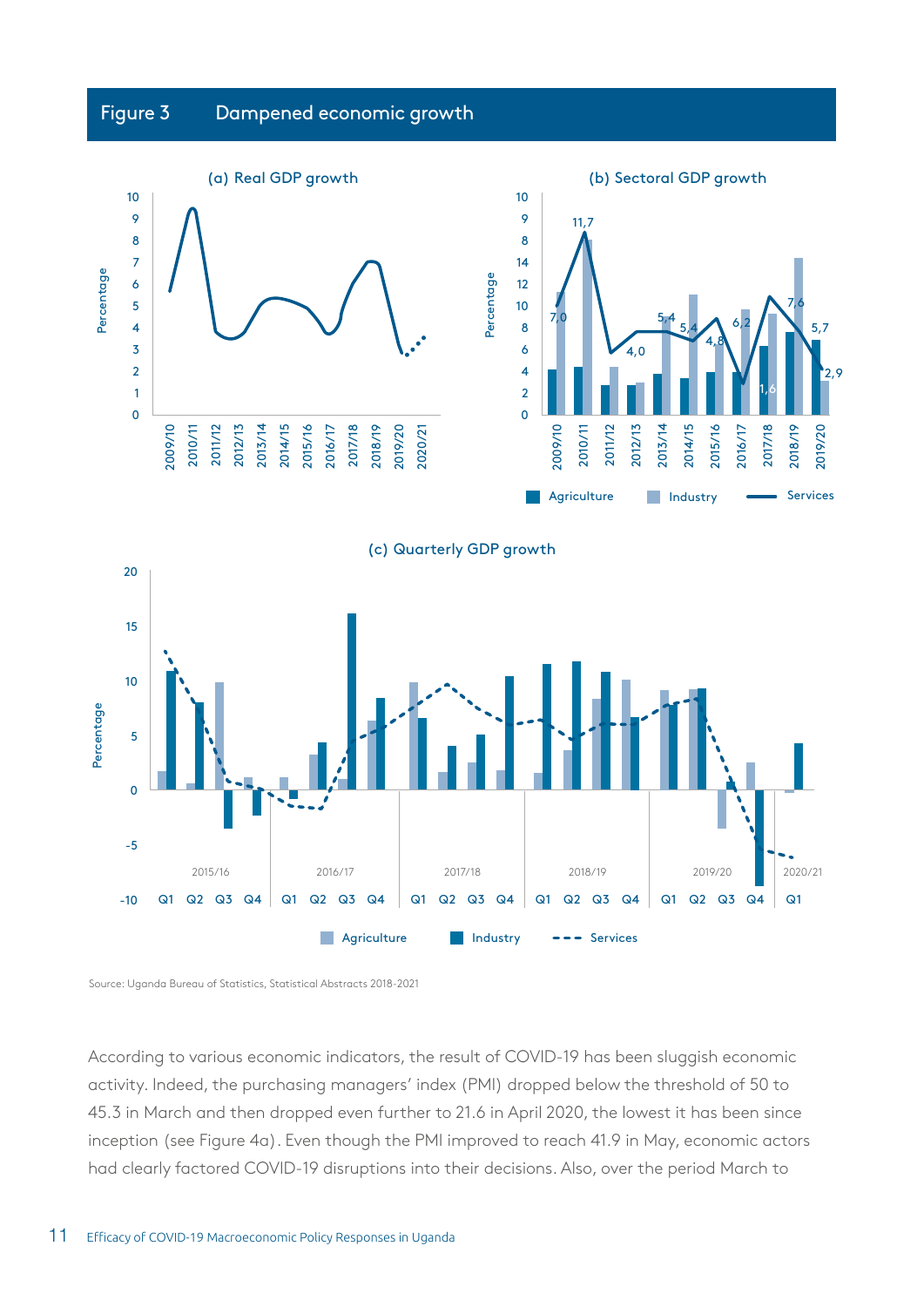Figure 3 Dampened economic growth

(a) Real GDP growth

(b) Sectoral GDP growth

(c) Quarterly GDP growth

Source: Uganda Bureau of Statistics, Statistical Abstracts 2018-2021

According to various economic indicators, the result of COVID-19 has been sluggish economic activity. Indeed, the purchasing managers' index (PMI) dropped below the threshold of 50 to 45.3 in March and then dropped even further to 21.6 in April 2020, the lowest it has been since inception (see Figure 4a). Even though the PMI improved to reach 41.9 in May, economic actors had clearly factored COVID-19 disruptions into their decisions. Also, over the period March to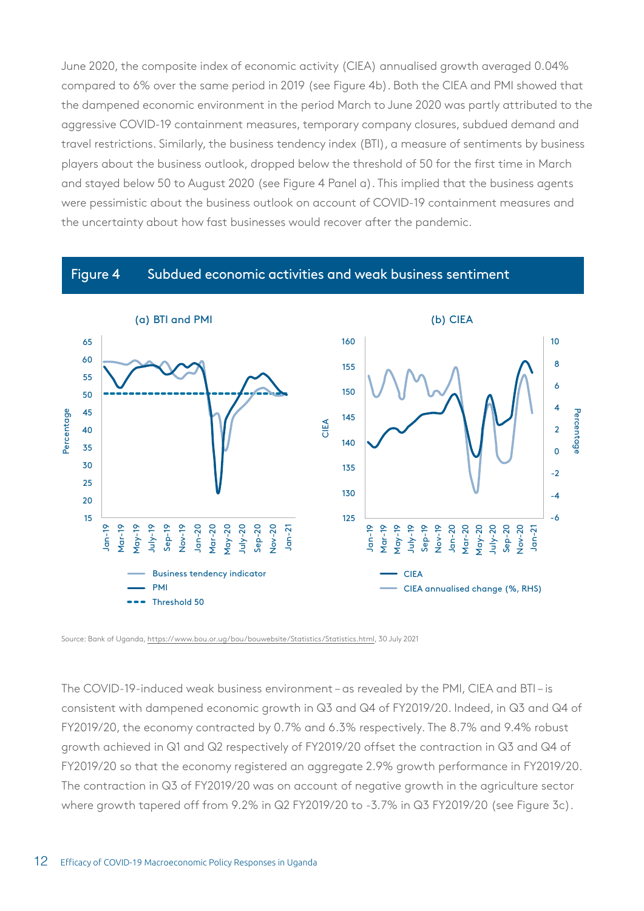June 2020, the composite index of economic activity (CIEA) annualised growth averaged 0.04% compared to 6% over the same period in 2019 (see Figure 4b). Both the CIEA and PMI showed that the dampened economic environment in the period March to June 2020 was partly attributed to the aggressive COVID-19 containment measures, temporary company closures, subdued demand and travel restrictions. Similarly, the business tendency index (BTI), a measure of sentiments by business players about the business outlook, dropped below the threshold of 50 for the first time in March and stayed below 50 to August 2020 (see Figure 4 Panel a). This implied that the business agents were pessimistic about the business outlook on account of COVID-19 containment measures and the uncertainty about how fast businesses would recover after the pandemic.

**Figure 4 Subdued economic activities and weak business sentiment**

(a) BTI and PMI

(b) CIEA

Source: Bank of Uganda, https://www.bou.or.ug/bou/bouwebsite/Statistics/Statistics.html, 30 July 2021

The COVID-19-induced weak business environment – as revealed by the PMI, CIEA and BTI – is consistent with dampened economic growth in Q3 and Q4 of FY2019/20. Indeed, in Q3 and Q4 of FY2019/20, the economy contracted by 0.7% and 6.3% respectively. The 8.7% and 9.4% robust growth achieved in Q1 and Q2 respectively of FY2019/20 offset the contraction in Q3 and Q4 of FY2019/20 so that the economy registered an aggregate 2.9% growth performance in FY2019/20. The contraction in Q3 of FY2019/20 was on account of negative growth in the agriculture sector where growth tapered off from 9.2% in Q2 FY2019/20 to -3.7% in Q3 FY2019/20 (see Figure 3c).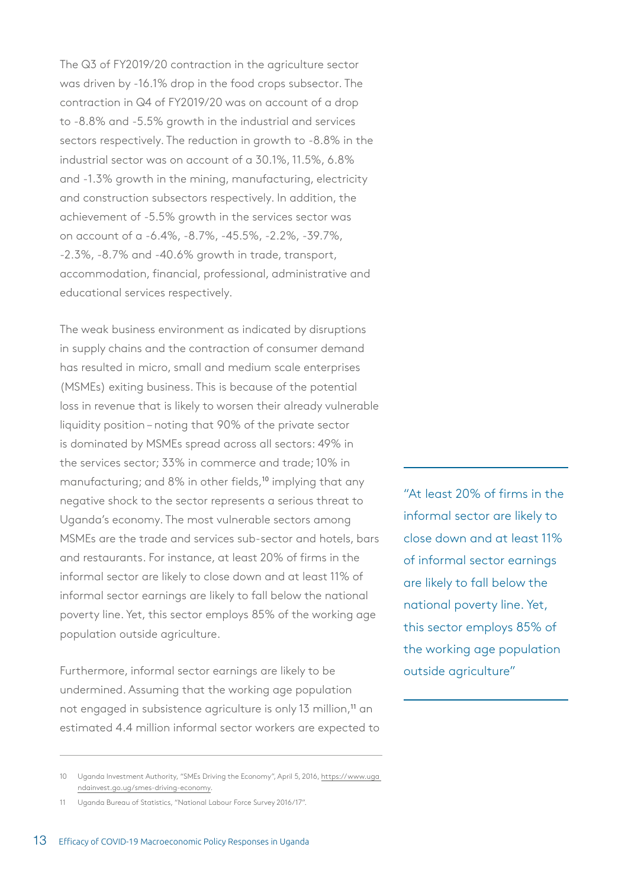The Q3 of FY2019/20 contraction in the agriculture sector was driven by -16.1% drop in the food crops subsector. The contraction in Q4 of FY2019/20 was on account of a drop to -8.8% and -5.5% growth in the industrial and services sectors respectively. The reduction in growth to -8.8% in the industrial sector was on account of a 30.1%, 11.5%, 6.8% and -1.3% growth in the mining, manufacturing, electricity and construction subsectors respectively. In addition, the achievement of -5.5% growth in the services sector was on account of a -6.4%, -8.7%, -45.5%, -2.2%, -39.7%, -2.3%, -8.7% and -40.6% growth in trade, transport, accommodation, financial, professional, administrative and educational services respectively.

The weak business environment as indicated by disruptions in supply chains and the contraction of consumer demand has resulted in micro, small and medium scale enterprises (MSMEs) exiting business. This is because of the potential loss in revenue that is likely to worsen their already vulnerable liquidity position – noting that 90% of the private sector is dominated by MSMEs spread across all sectors: 49% in the services sector; 33% in commerce and trade; 10% in manufacturing; and 8% in other fields,[10] implying that any negative shock to the sector represents a serious threat to Uganda's economy. The most vulnerable sectors among MSMEs are the trade and services sub-sector and hotels, bars and restaurants. For instance, at least 20% of firms in the informal sector are likely to close down and at least 11% of informal sector earnings are likely to fall below the national poverty line. Yet, this sector employs 85% of the working age population outside agriculture.

> "At least 20% of firms in the informal sector are likely to close down and at least 11% of informal sector earnings are likely to fall below the national poverty line. Yet, this sector employs 85% of the working age population outside agriculture"

Furthermore, informal sector earnings are likely to be undermined. Assuming that the working age population not engaged in subsistence agriculture is only 13 million,[11] an estimated 4.4 million informal sector workers are expected to

---

10 Uganda Investment Authority, "SMEs Driving the Economy", April 5, 2016, https://www.ugandainvest.go.ug/smes-driving-economy.

11 Uganda Bureau of Statistics, "National Labour Force Survey 2016/17".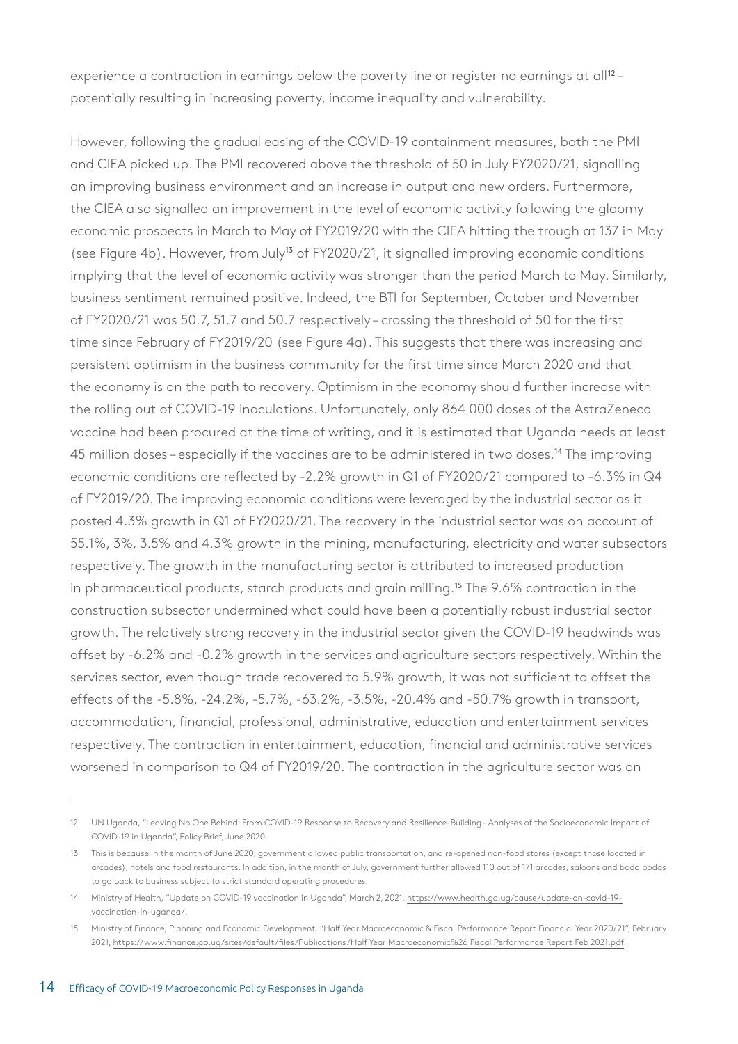experience a contraction in earnings below the poverty line or register no earnings at all[12] – potentially resulting in increasing poverty, income inequality and vulnerability.

However, following the gradual easing of the COVID-19 containment measures, both the PMI and CIEA picked up. The PMI recovered above the threshold of 50 in July FY2020/21, signalling an improving business environment and an increase in output and new orders. Furthermore, the CIEA also signalled an improvement in the level of economic activity following the gloomy economic prospects in March to May of FY2019/20 with the CIEA hitting the trough at 137 in May (see Figure 4b). However, from July[13] of FY2020/21, it signalled improving economic conditions implying that the level of economic activity was stronger than the period March to May. Similarly, business sentiment remained positive. Indeed, the BTI for September, October and November of FY2020/21 was 50.7, 51.7 and 50.7 respectively – crossing the threshold of 50 for the first time since February of FY2019/20 (see Figure 4a). This suggests that there was increasing and persistent optimism in the business community for the first time since March 2020 and that the economy is on the path to recovery. Optimism in the economy should further increase with the rolling out of COVID-19 inoculations. Unfortunately, only 864 000 doses of the AstraZeneca vaccine had been procured at the time of writing, and it is estimated that Uganda needs at least 45 million doses – especially if the vaccines are to be administered in two doses.[14] The improving economic conditions are reflected by -2.2% growth in Q1 of FY2020/21 compared to -6.3% in Q4 of FY2019/20. The improving economic conditions were leveraged by the industrial sector as it posted 4.3% growth in Q1 of FY2020/21. The recovery in the industrial sector was on account of 55.1%, 3%, 3.5% and 4.3% growth in the mining, manufacturing, electricity and water subsectors respectively. The growth in the manufacturing sector is attributed to increased production in pharmaceutical products, starch products and grain milling.[15] The 9.6% contraction in the construction subsector undermined what could have been a potentially robust industrial sector growth. The relatively strong recovery in the industrial sector given the COVID-19 headwinds was offset by -6.2% and -0.2% growth in the services and agriculture sectors respectively. Within the services sector, even though trade recovered to 5.9% growth, it was not sufficient to offset the effects of the -5.8%, -24.2%, -5.7%, -63.2%, -3.5%, -20.4% and -50.7% growth in transport, accommodation, financial, professional, administrative, education and entertainment services respectively. The contraction in entertainment, education, financial and administrative services worsened in comparison to Q4 of FY2019/20. The contraction in the agriculture sector was on

---

12 UN Uganda, "Leaving No One Behind: From COVID-19 Response to Recovery and Resilience-Building – Analyses of the Socioeconomic Impact of COVID-19 in Uganda", Policy Brief, June 2020.

13 This is because in the month of June 2020, government allowed public transportation, and re-opened non-food stores (except those located in arcades), hotels and food restaurants. In addition, in the month of July, government further allowed 110 out of 171 arcades, saloons and boda bodas to go back to business subject to strict standard operating procedures.

14 Ministry of Health, "Update on COVID-19 vaccination in Uganda", March 2, 2021, https://www.health.go.ug/cause/update-on-covid-19-vaccination-in-uganda/.

15 Ministry of Finance, Planning and Economic Development, "Half Year Macroeconomic & Fiscal Performance Report Financial Year 2020/21", February 2021, https://www.finance.go.ug/sites/default/files/Publications/Half Year Macroeconomic%26 Fiscal Performance Report Feb 2021.pdf.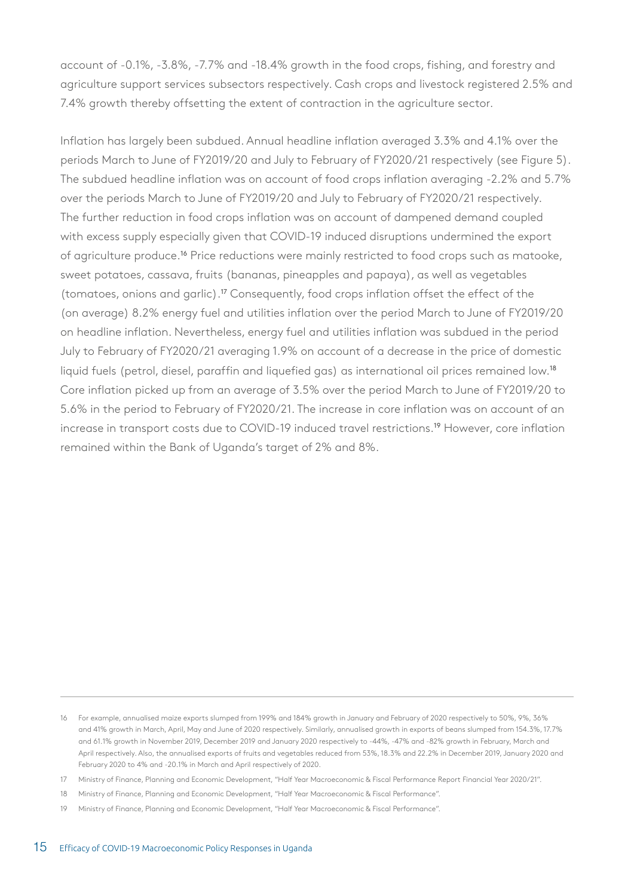account of -0.1%, -3.8%, -7.7% and -18.4% growth in the food crops, fishing, and forestry and agriculture support services subsectors respectively. Cash crops and livestock registered 2.5% and 7.4% growth thereby offsetting the extent of contraction in the agriculture sector.

Inflation has largely been subdued. Annual headline inflation averaged 3.3% and 4.1% over the periods March to June of FY2019/20 and July to February of FY2020/21 respectively (see Figure 5). The subdued headline inflation was on account of food crops inflation averaging -2.2% and 5.7% over the periods March to June of FY2019/20 and July to February of FY2020/21 respectively. The further reduction in food crops inflation was on account of dampened demand coupled with excess supply especially given that COVID-19 induced disruptions undermined the export of agriculture produce.[16] Price reductions were mainly restricted to food crops such as matooke, sweet potatoes, cassava, fruits (bananas, pineapples and papaya), as well as vegetables (tomatoes, onions and garlic).[17] Consequently, food crops inflation offset the effect of the (on average) 8.2% energy fuel and utilities inflation over the period March to June of FY2019/20 on headline inflation. Nevertheless, energy fuel and utilities inflation was subdued in the period July to February of FY2020/21 averaging 1.9% on account of a decrease in the price of domestic liquid fuels (petrol, diesel, paraffin and liquefied gas) as international oil prices remained low.[18] Core inflation picked up from an average of 3.5% over the period March to June of FY2019/20 to 5.6% in the period to February of FY2020/21. The increase in core inflation was on account of an increase in transport costs due to COVID-19 induced travel restrictions.[19] However, core inflation remained within the Bank of Uganda's target of 2% and 8%.

---

16 For example, annualised maize exports slumped from 199% and 184% growth in January and February of 2020 respectively to 50%, 9%, 36% and 41% growth in March, April, May and June of 2020 respectively. Similarly, annualised growth in exports of beans slumped from 154.3%, 17.7% and 61.1% growth in November 2019, December 2019 and January 2020 respectively to -44%, -47% and -82% growth in February, March and April respectively. Also, the annualised exports of fruits and vegetables reduced from 53%, 18.3% and 22.2% in December 2019, January 2020 and February 2020 to 4% and -20.1% in March and April respectively of 2020.

17 Ministry of Finance, Planning and Economic Development, "Half Year Macroeconomic & Fiscal Performance Report Financial Year 2020/21".

18 Ministry of Finance, Planning and Economic Development, "Half Year Macroeconomic & Fiscal Performance".

19 Ministry of Finance, Planning and Economic Development, "Half Year Macroeconomic & Fiscal Performance".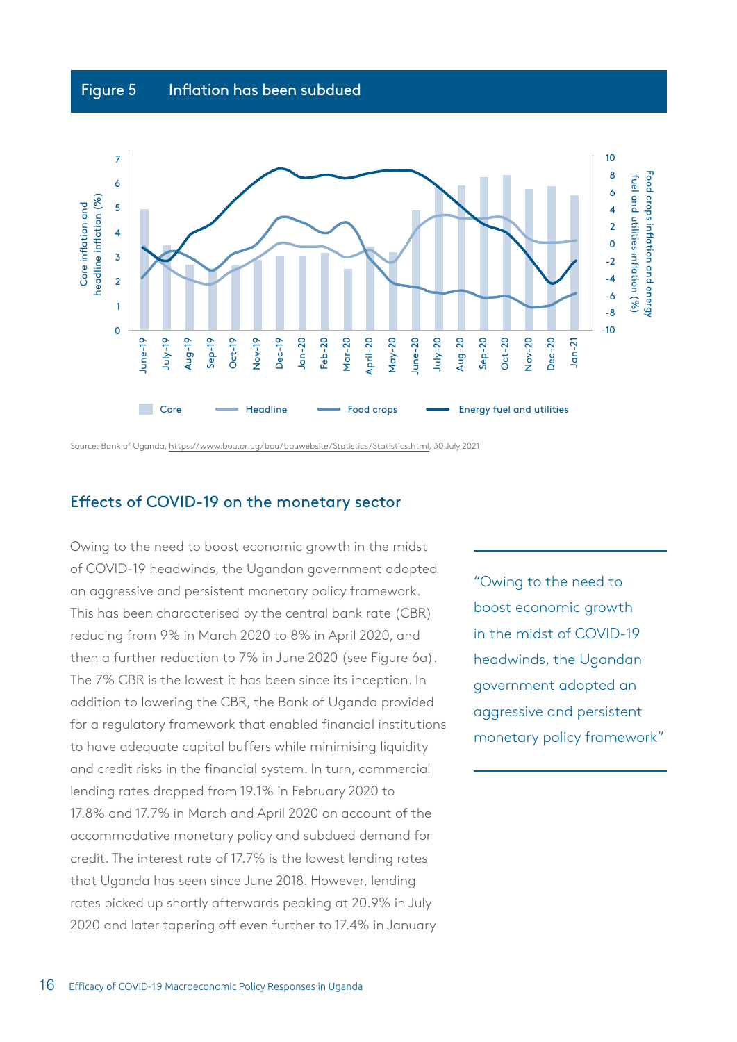## Figure 5 Inflation has been subdued

Source: Bank of Uganda, https://www.bou.or.ug/bou/bouwebsite/Statistics/Statistics.html, 30 July 2021

## Effects of COVID-19 on the monetary sector

Owing to the need to boost economic growth in the midst of COVID-19 headwinds, the Ugandan government adopted an aggressive and persistent monetary policy framework. This has been characterised by the central bank rate (CBR) reducing from 9% in March 2020 to 8% in April 2020, and then a further reduction to 7% in June 2020 (see Figure 6a). The 7% CBR is the lowest it has been since its inception. In addition to lowering the CBR, the Bank of Uganda provided for a regulatory framework that enabled financial institutions to have adequate capital buffers while minimising liquidity and credit risks in the financial system. In turn, commercial lending rates dropped from 19.1% in February 2020 to 17.8% and 17.7% in March and April 2020 on account of the accommodative monetary policy and subdued demand for credit. The interest rate of 17.7% is the lowest lending rates that Uganda has seen since June 2018. However, lending rates picked up shortly afterwards peaking at 20.9% in July 2020 and later tapering off even further to 17.4% in January

> "Owing to the need to boost economic growth in the midst of COVID-19 headwinds, the Ugandan government adopted an aggressive and persistent monetary policy framework"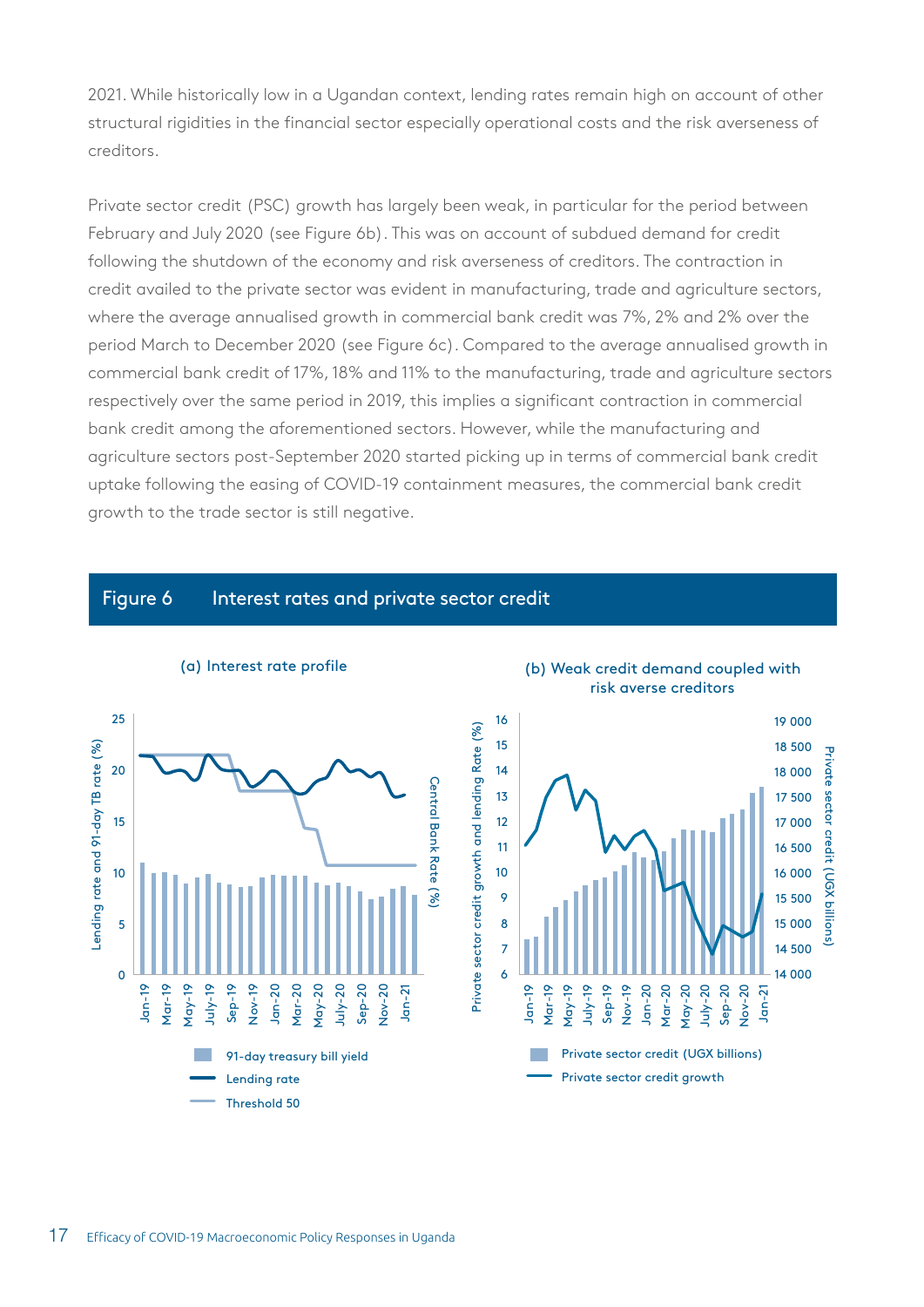2021. While historically low in a Ugandan context, lending rates remain high on account of other structural rigidities in the financial sector especially operational costs and the risk averseness of creditors.

Private sector credit (PSC) growth has largely been weak, in particular for the period between February and July 2020 (see Figure 6b). This was on account of subdued demand for credit following the shutdown of the economy and risk averseness of creditors. The contraction in credit availed to the private sector was evident in manufacturing, trade and agriculture sectors, where the average annualised growth in commercial bank credit was 7%, 2% and 2% over the period March to December 2020 (see Figure 6c). Compared to the average annualised growth in commercial bank credit of 17%, 18% and 11% to the manufacturing, trade and agriculture sectors respectively over the same period in 2019, this implies a significant contraction in commercial bank credit among the aforementioned sectors. However, while the manufacturing and agriculture sectors post-September 2020 started picking up in terms of commercial bank credit uptake following the easing of COVID-19 containment measures, the commercial bank credit growth to the trade sector is still negative.

**Figure 6 Interest rates and private sector credit**

(a) Interest rate profile

(b) Weak credit demand coupled with risk averse creditors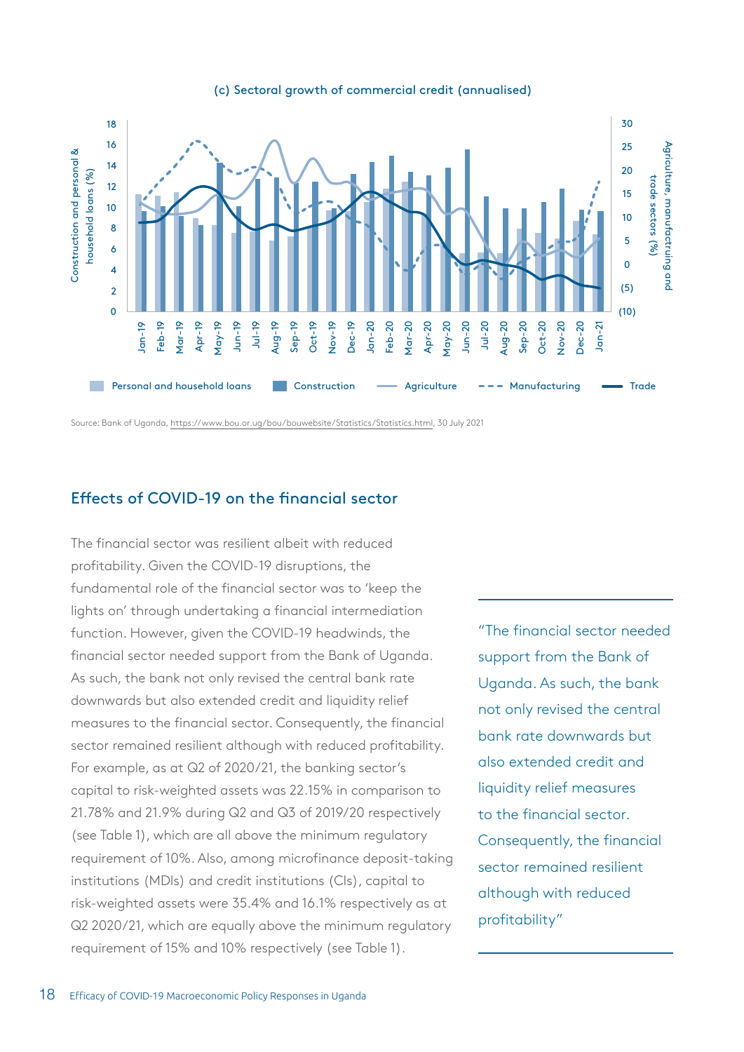(c) Sectoral growth of commercial credit (annualised)

Source: Bank of Uganda, https://www.bou.or.ug/bou/bouwebsite/Statistics/Statistics.html, 30 July 2021

## Effects of COVID-19 on the financial sector

The financial sector was resilient albeit with reduced profitability. Given the COVID-19 disruptions, the fundamental role of the financial sector was to 'keep the lights on' through undertaking a financial intermediation function. However, given the COVID-19 headwinds, the financial sector needed support from the Bank of Uganda. As such, the bank not only revised the central bank rate downwards but also extended credit and liquidity relief measures to the financial sector. Consequently, the financial sector remained resilient although with reduced profitability. For example, as at Q2 of 2020/21, the banking sector's capital to risk-weighted assets was 22.15% in comparison to 21.78% and 21.9% during Q2 and Q3 of 2019/20 respectively (see Table 1), which are all above the minimum regulatory requirement of 10%. Also, among microfinance deposit-taking institutions (MDIs) and credit institutions (CIs), capital to risk-weighted assets were 35.4% and 16.1% respectively as at Q2 2020/21, which are equally above the minimum regulatory requirement of 15% and 10% respectively (see Table 1).

> "The financial sector needed support from the Bank of Uganda. As such, the bank not only revised the central bank rate downwards but also extended credit and liquidity relief measures to the financial sector. Consequently, the financial sector remained resilient although with reduced profitability"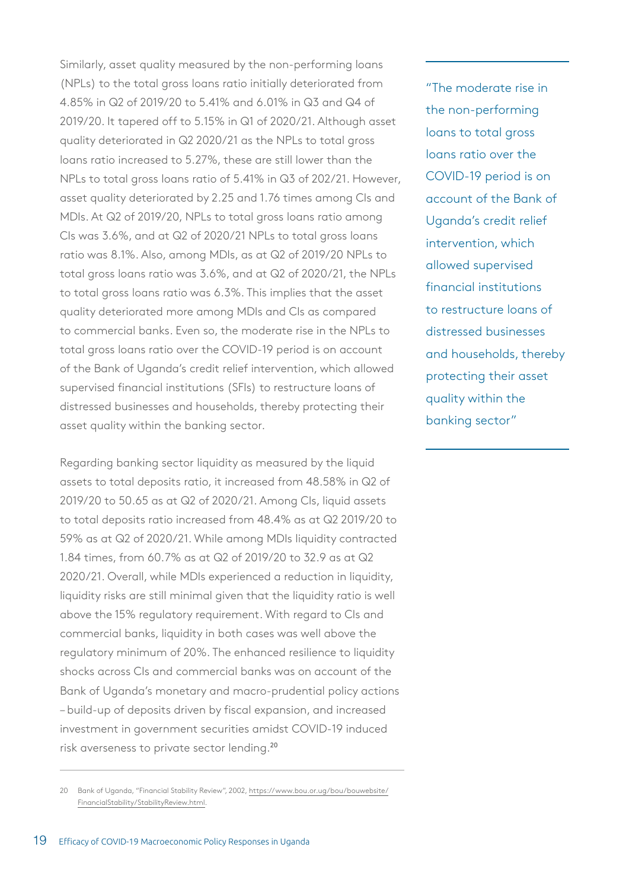Similarly, asset quality measured by the non-performing loans (NPLs) to the total gross loans ratio initially deteriorated from 4.85% in Q2 of 2019/20 to 5.41% and 6.01% in Q3 and Q4 of 2019/20. It tapered off to 5.15% in Q1 of 2020/21. Although asset quality deteriorated in Q2 2020/21 as the NPLs to total gross loans ratio increased to 5.27%, these are still lower than the NPLs to total gross loans ratio of 5.41% in Q3 of 202/21. However, asset quality deteriorated by 2.25 and 1.76 times among CIs and MDIs. At Q2 of 2019/20, NPLs to total gross loans ratio among CIs was 3.6%, and at Q2 of 2020/21 NPLs to total gross loans ratio was 8.1%. Also, among MDIs, as at Q2 of 2019/20 NPLs to total gross loans ratio was 3.6%, and at Q2 of 2020/21, the NPLs to total gross loans ratio was 6.3%. This implies that the asset quality deteriorated more among MDIs and CIs as compared to commercial banks. Even so, the moderate rise in the NPLs to total gross loans ratio over the COVID-19 period is on account of the Bank of Uganda's credit relief intervention, which allowed supervised financial institutions (SFIs) to restructure loans of distressed businesses and households, thereby protecting their asset quality within the banking sector.

> "The moderate rise in the non-performing loans to total gross loans ratio over the COVID-19 period is on account of the Bank of Uganda's credit relief intervention, which allowed supervised financial institutions to restructure loans of distressed businesses and households, thereby protecting their asset quality within the banking sector"

Regarding banking sector liquidity as measured by the liquid assets to total deposits ratio, it increased from 48.58% in Q2 of 2019/20 to 50.65 as at Q2 of 2020/21. Among CIs, liquid assets to total deposits ratio increased from 48.4% as at Q2 2019/20 to 59% as at Q2 of 2020/21. While among MDIs liquidity contracted 1.84 times, from 60.7% as at Q2 of 2019/20 to 32.9 as at Q2 2020/21. Overall, while MDIs experienced a reduction in liquidity, liquidity risks are still minimal given that the liquidity ratio is well above the 15% regulatory requirement. With regard to CIs and commercial banks, liquidity in both cases was well above the regulatory minimum of 20%. The enhanced resilience to liquidity shocks across CIs and commercial banks was on account of the Bank of Uganda's monetary and macro-prudential policy actions – build-up of deposits driven by fiscal expansion, and increased investment in government securities amidst COVID-19 induced risk averseness to private sector lending.[20]

---

20 Bank of Uganda, "Financial Stability Review", 2002, https://www.bou.or.ug/bou/bouwebsite/FinancialStability/StabilityReview.html.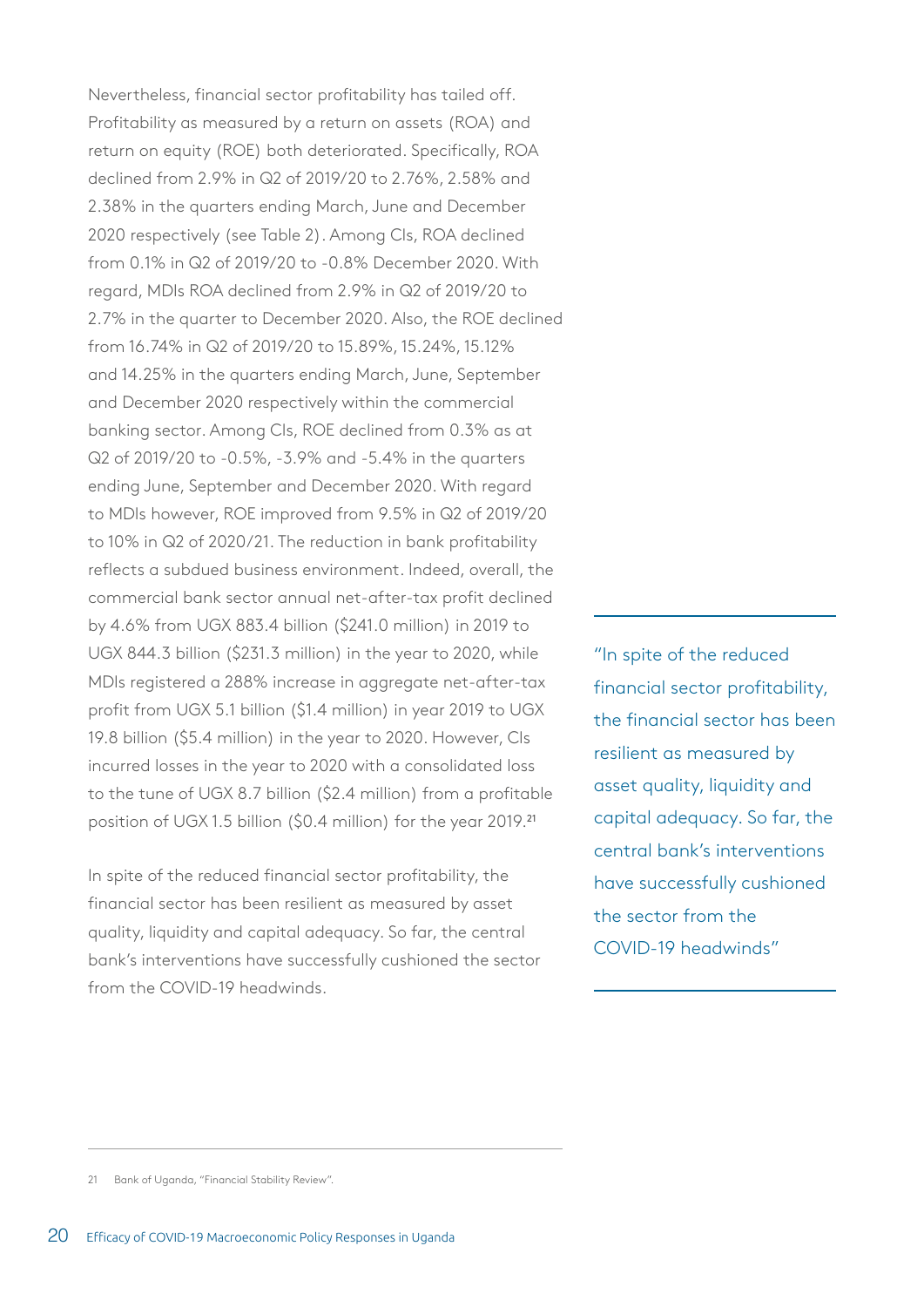Nevertheless, financial sector profitability has tailed off. Profitability as measured by a return on assets (ROA) and return on equity (ROE) both deteriorated. Specifically, ROA declined from 2.9% in Q2 of 2019/20 to 2.76%, 2.58% and 2.38% in the quarters ending March, June and December 2020 respectively (see Table 2). Among CIs, ROA declined from 0.1% in Q2 of 2019/20 to -0.8% December 2020. With regard, MDIs ROA declined from 2.9% in Q2 of 2019/20 to 2.7% in the quarter to December 2020. Also, the ROE declined from 16.74% in Q2 of 2019/20 to 15.89%, 15.24%, 15.12% and 14.25% in the quarters ending March, June, September and December 2020 respectively within the commercial banking sector. Among CIs, ROE declined from 0.3% as at Q2 of 2019/20 to -0.5%, -3.9% and -5.4% in the quarters ending June, September and December 2020. With regard to MDIs however, ROE improved from 9.5% in Q2 of 2019/20 to 10% in Q2 of 2020/21. The reduction in bank profitability reflects a subdued business environment. Indeed, overall, the commercial bank sector annual net-after-tax profit declined by 4.6% from UGX 883.4 billion ($241.0 million) in 2019 to UGX 844.3 billion ($231.3 million) in the year to 2020, while MDIs registered a 288% increase in aggregate net-after-tax profit from UGX 5.1 billion ($1.4 million) in year 2019 to UGX 19.8 billion ($5.4 million) in the year to 2020. However, CIs incurred losses in the year to 2020 with a consolidated loss to the tune of UGX 8.7 billion ($2.4 million) from a profitable position of UGX 1.5 billion ($0.4 million) for the year 2019.[21]

In spite of the reduced financial sector profitability, the financial sector has been resilient as measured by asset quality, liquidity and capital adequacy. So far, the central bank's interventions have successfully cushioned the sector from the COVID-19 headwinds.

> "In spite of the reduced financial sector profitability, the financial sector has been resilient as measured by asset quality, liquidity and capital adequacy. So far, the central bank's interventions have successfully cushioned the sector from the COVID-19 headwinds"

---

21 Bank of Uganda, "Financial Stability Review".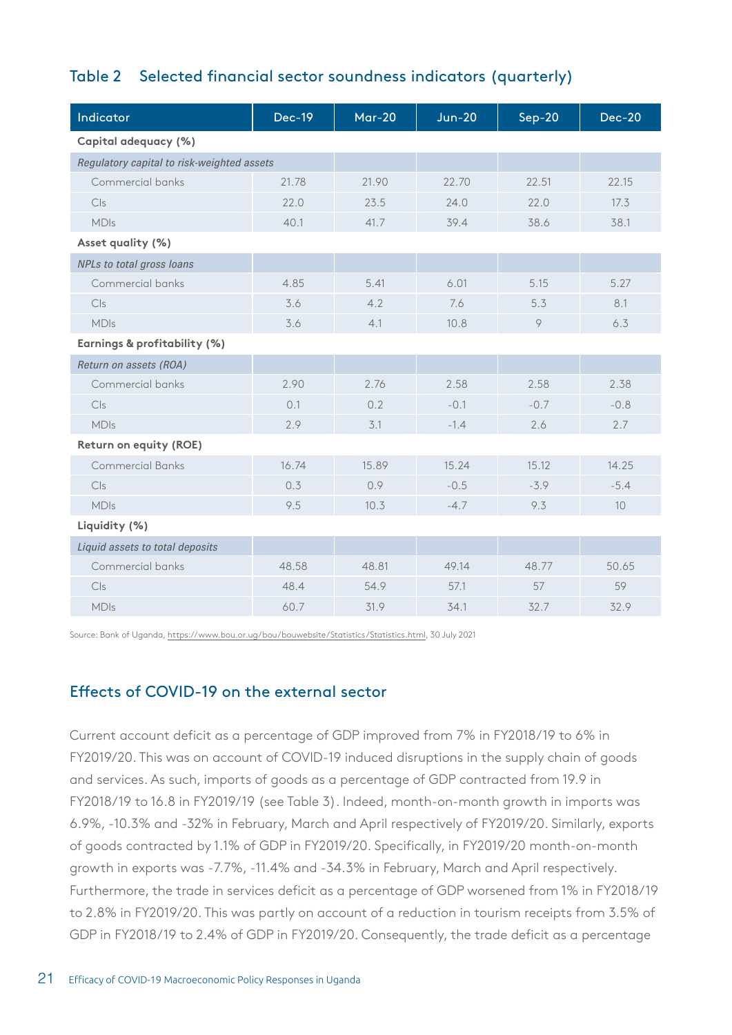## Table 2 Selected financial sector soundness indicators (quarterly)

| Indicator | Dec-19 | Mar-20 | Jun-20 | Sep-20 | Dec-20 |
|---|---|---|---|---|---|
| **Capital adequacy (%)** | | | | | |
| *Regulatory capital to risk-weighted assets* | | | | | |
| Commercial banks | 21.78 | 21.90 | 22.70 | 22.51 | 22.15 |
| CIs | 22.0 | 23.5 | 24.0 | 22.0 | 17.3 |
| MDIs | 40.1 | 41.7 | 39.4 | 38.6 | 38.1 |
| **Asset quality (%)** | | | | | |
| *NPLs to total gross loans* | | | | | |
| Commercial banks | 4.85 | 5.41 | 6.01 | 5.15 | 5.27 |
| CIs | 3.6 | 4.2 | 7.6 | 5.3 | 8.1 |
| MDIs | 3.6 | 4.1 | 10.8 | 9 | 6.3 |
| **Earnings & profitability (%)** | | | | | |
| *Return on assets (ROA)* | | | | | |
| Commercial banks | 2.90 | 2.76 | 2.58 | 2.58 | 2.38 |
| CIs | 0.1 | 0.2 | -0.1 | -0.7 | -0.8 |
| MDIs | 2.9 | 3.1 | -1.4 | 2.6 | 2.7 |
| **Return on equity (ROE)** | | | | | |
| Commercial Banks | 16.74 | 15.89 | 15.24 | 15.12 | 14.25 |
| CIs | 0.3 | 0.9 | -0.5 | -3.9 | -5.4 |
| MDIs | 9.5 | 10.3 | -4.7 | 9.3 | 10 |
| **Liquidity (%)** | | | | | |
| *Liquid assets to total deposits* | | | | | |
| Commercial banks | 48.58 | 48.81 | 49.14 | 48.77 | 50.65 |
| CIs | 48.4 | 54.9 | 57.1 | 57 | 59 |
| MDIs | 60.7 | 31.9 | 34.1 | 32.7 | 32.9 |

Source: Bank of Uganda, https://www.bou.or.ug/bou/bouwebsite/Statistics/Statistics.html, 30 July 2021

## Effects of COVID-19 on the external sector

Current account deficit as a percentage of GDP improved from 7% in FY2018/19 to 6% in FY2019/20. This was on account of COVID-19 induced disruptions in the supply chain of goods and services. As such, imports of goods as a percentage of GDP contracted from 19.9 in FY2018/19 to 16.8 in FY2019/19 (see Table 3). Indeed, month-on-month growth in imports was 6.9%, -10.3% and -32% in February, March and April respectively of FY2019/20. Similarly, exports of goods contracted by 1.1% of GDP in FY2019/20. Specifically, in FY2019/20 month-on-month growth in exports was -7.7%, -11.4% and -34.3% in February, March and April respectively. Furthermore, the trade in services deficit as a percentage of GDP worsened from 1% in FY2018/19 to 2.8% in FY2019/20. This was partly on account of a reduction in tourism receipts from 3.5% of GDP in FY2018/19 to 2.4% of GDP in FY2019/20. Consequently, the trade deficit as a percentage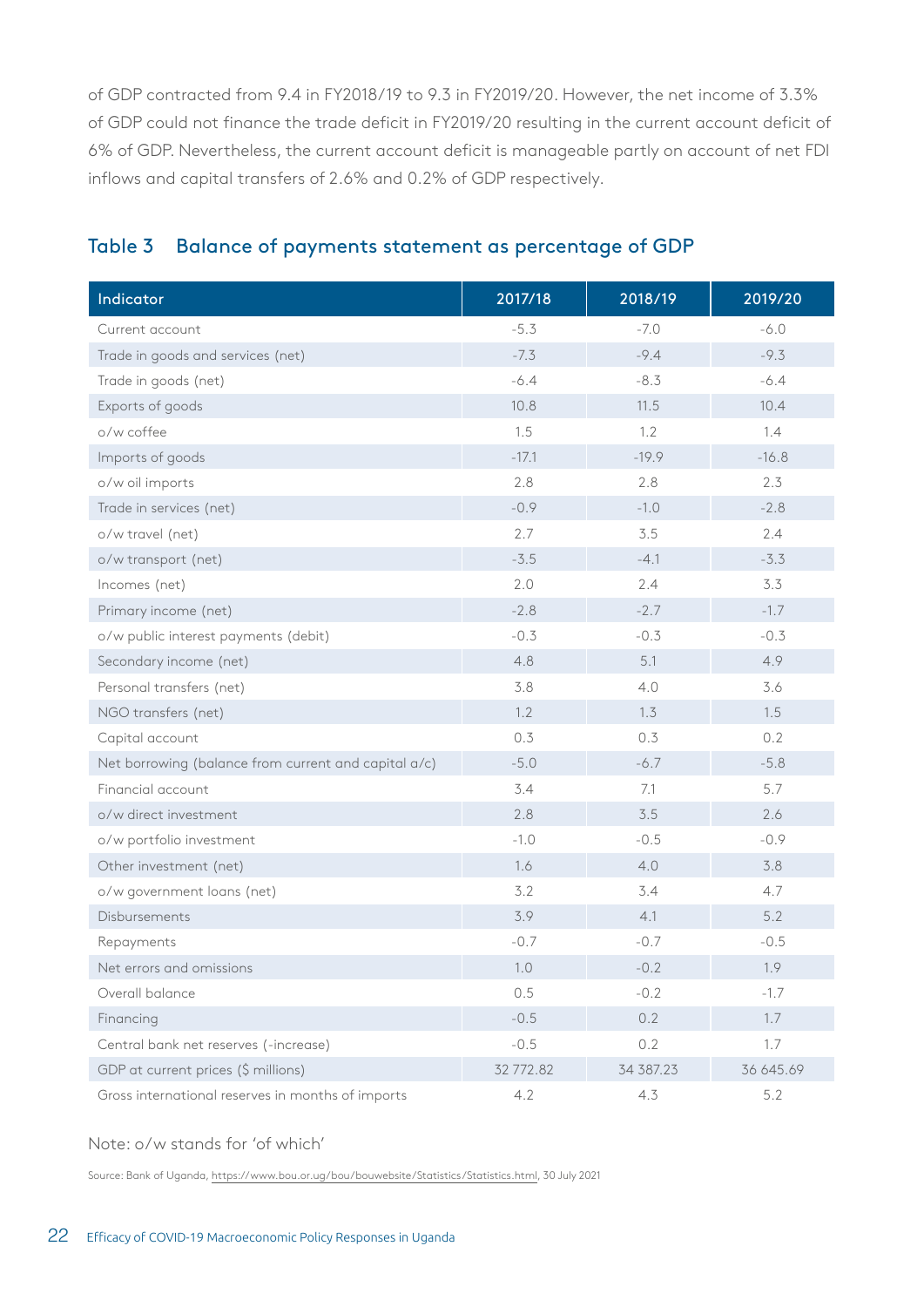of GDP contracted from 9.4 in FY2018/19 to 9.3 in FY2019/20. However, the net income of 3.3% of GDP could not finance the trade deficit in FY2019/20 resulting in the current account deficit of 6% of GDP. Nevertheless, the current account deficit is manageable partly on account of net FDI inflows and capital transfers of 2.6% and 0.2% of GDP respectively.

### Table 3 Balance of payments statement as percentage of GDP

| Indicator | 2017/18 | 2018/19 | 2019/20 |
|---|---|---|---|
| Current account | -5.3 | -7.0 | -6.0 |
| Trade in goods and services (net) | -7.3 | -9.4 | -9.3 |
| Trade in goods (net) | -6.4 | -8.3 | -6.4 |
| Exports of goods | 10.8 | 11.5 | 10.4 |
| o/w coffee | 1.5 | 1.2 | 1.4 |
| Imports of goods | -17.1 | -19.9 | -16.8 |
| o/w oil imports | 2.8 | 2.8 | 2.3 |
| Trade in services (net) | -0.9 | -1.0 | -2.8 |
| o/w travel (net) | 2.7 | 3.5 | 2.4 |
| o/w transport (net) | -3.5 | -4.1 | -3.3 |
| Incomes (net) | 2.0 | 2.4 | 3.3 |
| Primary income (net) | -2.8 | -2.7 | -1.7 |
| o/w public interest payments (debit) | -0.3 | -0.3 | -0.3 |
| Secondary income (net) | 4.8 | 5.1 | 4.9 |
| Personal transfers (net) | 3.8 | 4.0 | 3.6 |
| NGO transfers (net) | 1.2 | 1.3 | 1.5 |
| Capital account | 0.3 | 0.3 | 0.2 |
| Net borrowing (balance from current and capital a/c) | -5.0 | -6.7 | -5.8 |
| Financial account | 3.4 | 7.1 | 5.7 |
| o/w direct investment | 2.8 | 3.5 | 2.6 |
| o/w portfolio investment | -1.0 | -0.5 | -0.9 |
| Other investment (net) | 1.6 | 4.0 | 3.8 |
| o/w government loans (net) | 3.2 | 3.4 | 4.7 |
| Disbursements | 3.9 | 4.1 | 5.2 |
| Repayments | -0.7 | -0.7 | -0.5 |
| Net errors and omissions | 1.0 | -0.2 | 1.9 |
| Overall balance | 0.5 | -0.2 | -1.7 |
| Financing | -0.5 | 0.2 | 1.7 |
| Central bank net reserves (-increase) | -0.5 | 0.2 | 1.7 |
| GDP at current prices ($ millions) | 32 772.82 | 34 387.23 | 36 645.69 |
| Gross international reserves in months of imports | 4.2 | 4.3 | 5.2 |

Note: o/w stands for 'of which'

Source: Bank of Uganda, https://www.bou.or.ug/bou/bouwebsite/Statistics/Statistics.html, 30 July 2021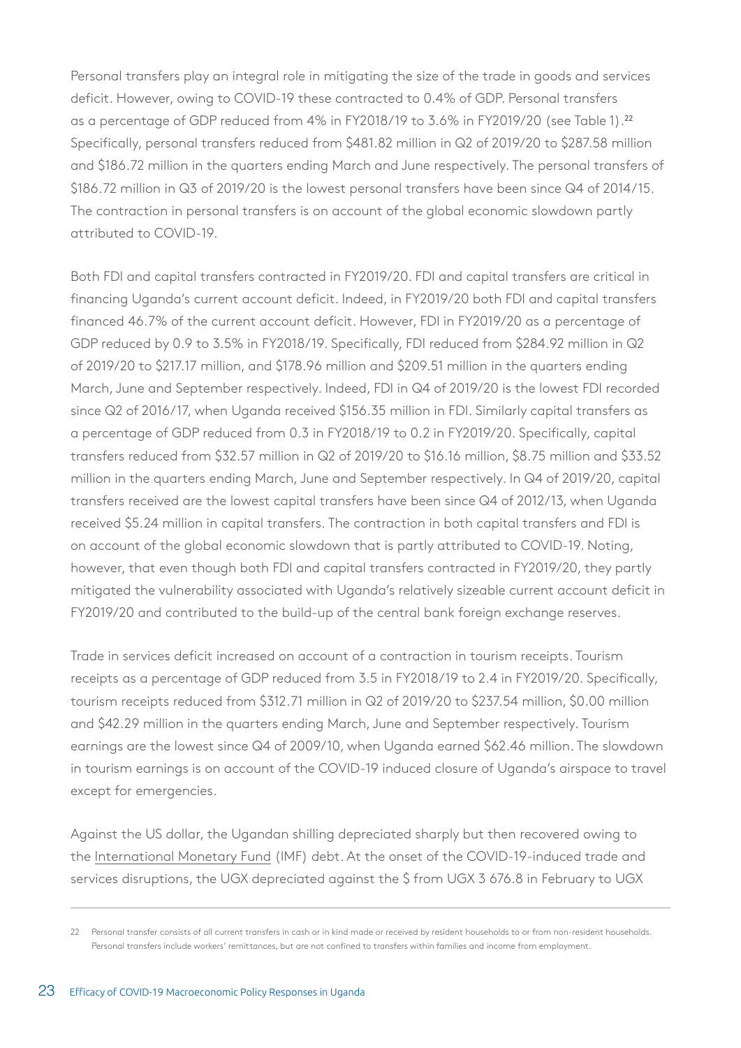Personal transfers play an integral role in mitigating the size of the trade in goods and services deficit. However, owing to COVID-19 these contracted to 0.4% of GDP. Personal transfers as a percentage of GDP reduced from 4% in FY2018/19 to 3.6% in FY2019/20 (see Table 1).[22] Specifically, personal transfers reduced from $481.82 million in Q2 of 2019/20 to $287.58 million and $186.72 million in the quarters ending March and June respectively. The personal transfers of $186.72 million in Q3 of 2019/20 is the lowest personal transfers have been since Q4 of 2014/15. The contraction in personal transfers is on account of the global economic slowdown partly attributed to COVID-19.

Both FDI and capital transfers contracted in FY2019/20. FDI and capital transfers are critical in financing Uganda's current account deficit. Indeed, in FY2019/20 both FDI and capital transfers financed 46.7% of the current account deficit. However, FDI in FY2019/20 as a percentage of GDP reduced by 0.9 to 3.5% in FY2018/19. Specifically, FDI reduced from $284.92 million in Q2 of 2019/20 to $217.17 million, and $178.96 million and $209.51 million in the quarters ending March, June and September respectively. Indeed, FDI in Q4 of 2019/20 is the lowest FDI recorded since Q2 of 2016/17, when Uganda received $156.35 million in FDI. Similarly capital transfers as a percentage of GDP reduced from 0.3 in FY2018/19 to 0.2 in FY2019/20. Specifically, capital transfers reduced from $32.57 million in Q2 of 2019/20 to $16.16 million, $8.75 million and $33.52 million in the quarters ending March, June and September respectively. In Q4 of 2019/20, capital transfers received are the lowest capital transfers have been since Q4 of 2012/13, when Uganda received $5.24 million in capital transfers. The contraction in both capital transfers and FDI is on account of the global economic slowdown that is partly attributed to COVID-19. Noting, however, that even though both FDI and capital transfers contracted in FY2019/20, they partly mitigated the vulnerability associated with Uganda's relatively sizeable current account deficit in FY2019/20 and contributed to the build-up of the central bank foreign exchange reserves.

Trade in services deficit increased on account of a contraction in tourism receipts. Tourism receipts as a percentage of GDP reduced from 3.5 in FY2018/19 to 2.4 in FY2019/20. Specifically, tourism receipts reduced from $312.71 million in Q2 of 2019/20 to $237.54 million, $0.00 million and $42.29 million in the quarters ending March, June and September respectively. Tourism earnings are the lowest since Q4 of 2009/10, when Uganda earned $62.46 million. The slowdown in tourism earnings is on account of the COVID-19 induced closure of Uganda's airspace to travel except for emergencies.

Against the US dollar, the Ugandan shilling depreciated sharply but then recovered owing to the International Monetary Fund (IMF) debt. At the onset of the COVID-19-induced trade and services disruptions, the UGX depreciated against the $ from UGX 3 676.8 in February to UGX

---

[22] Personal transfer consists of all current transfers in cash or in kind made or received by resident households to or from non-resident households. Personal transfers include workers' remittances, but are not confined to transfers within families and income from employment.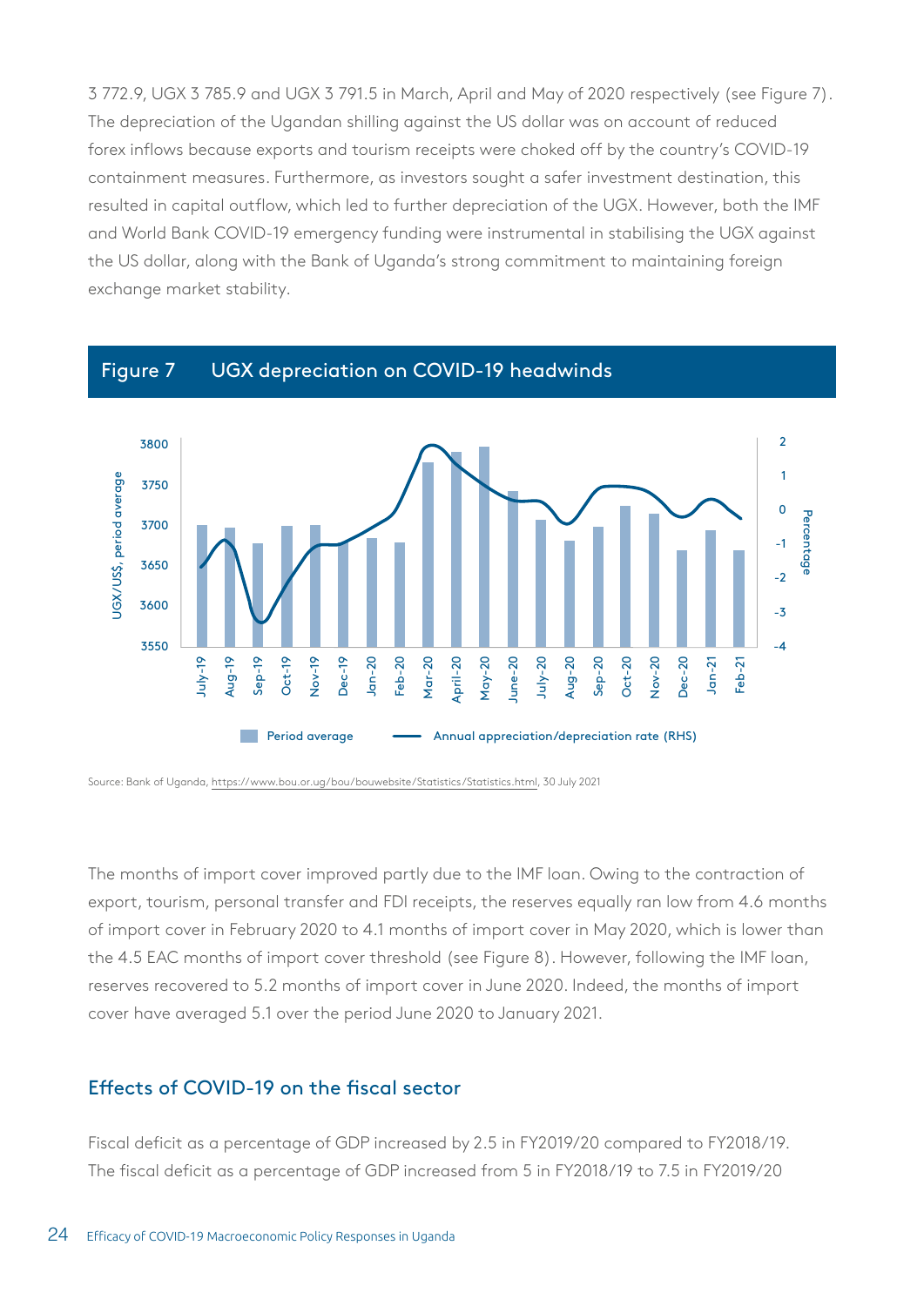3 772.9, UGX 3 785.9 and UGX 3 791.5 in March, April and May of 2020 respectively (see Figure 7). The depreciation of the Ugandan shilling against the US dollar was on account of reduced forex inflows because exports and tourism receipts were choked off by the country's COVID-19 containment measures. Furthermore, as investors sought a safer investment destination, this resulted in capital outflow, which led to further depreciation of the UGX. However, both the IMF and World Bank COVID-19 emergency funding were instrumental in stabilising the UGX against the US dollar, along with the Bank of Uganda's strong commitment to maintaining foreign exchange market stability.

**Figure 7 UGX depreciation on COVID-19 headwinds**

Source: Bank of Uganda, https://www.bou.or.ug/bou/bouwebsite/Statistics/Statistics.html, 30 July 2021

The months of import cover improved partly due to the IMF loan. Owing to the contraction of export, tourism, personal transfer and FDI receipts, the reserves equally ran low from 4.6 months of import cover in February 2020 to 4.1 months of import cover in May 2020, which is lower than the 4.5 EAC months of import cover threshold (see Figure 8). However, following the IMF loan, reserves recovered to 5.2 months of import cover in June 2020. Indeed, the months of import cover have averaged 5.1 over the period June 2020 to January 2021.

## Effects of COVID-19 on the fiscal sector

Fiscal deficit as a percentage of GDP increased by 2.5 in FY2019/20 compared to FY2018/19. The fiscal deficit as a percentage of GDP increased from 5 in FY2018/19 to 7.5 in FY2019/20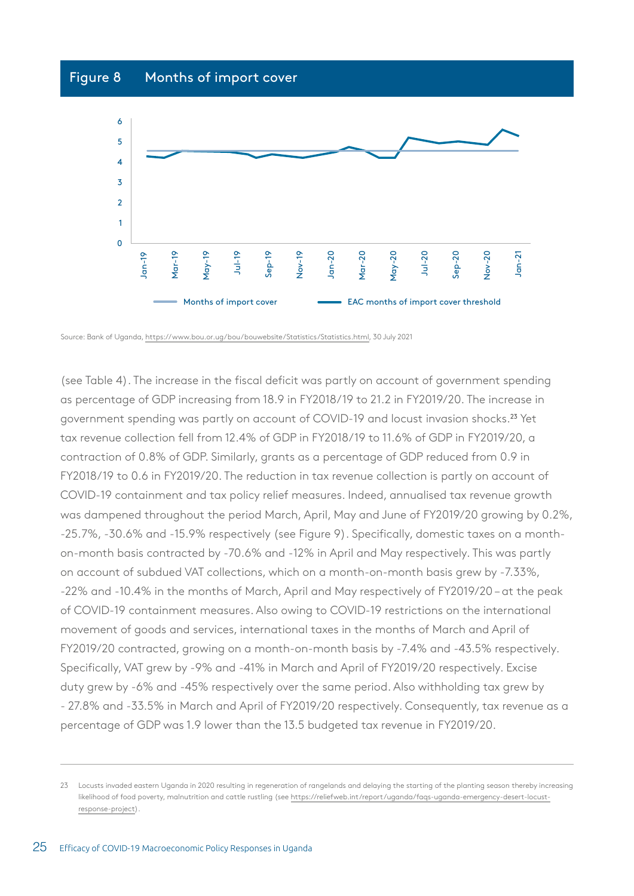## Figure 8 Months of import cover

Source: Bank of Uganda, https://www.bou.or.ug/bou/bouwebsite/Statistics/Statistics.html, 30 July 2021

(see Table 4). The increase in the fiscal deficit was partly on account of government spending as percentage of GDP increasing from 18.9 in FY2018/19 to 21.2 in FY2019/20. The increase in government spending was partly on account of COVID-19 and locust invasion shocks.[23] Yet tax revenue collection fell from 12.4% of GDP in FY2018/19 to 11.6% of GDP in FY2019/20, a contraction of 0.8% of GDP. Similarly, grants as a percentage of GDP reduced from 0.9 in FY2018/19 to 0.6 in FY2019/20. The reduction in tax revenue collection is partly on account of COVID-19 containment and tax policy relief measures. Indeed, annualised tax revenue growth was dampened throughout the period March, April, May and June of FY2019/20 growing by 0.2%, -25.7%, -30.6% and -15.9% respectively (see Figure 9). Specifically, domestic taxes on a month-on-month basis contracted by -70.6% and -12% in April and May respectively. This was partly on account of subdued VAT collections, which on a month-on-month basis grew by -7.33%, -22% and -10.4% in the months of March, April and May respectively of FY2019/20 – at the peak of COVID-19 containment measures. Also owing to COVID-19 restrictions on the international movement of goods and services, international taxes in the months of March and April of FY2019/20 contracted, growing on a month-on-month basis by -7.4% and -43.5% respectively. Specifically, VAT grew by -9% and -41% in March and April of FY2019/20 respectively. Excise duty grew by -6% and -45% respectively over the same period. Also withholding tax grew by - 27.8% and -33.5% in March and April of FY2019/20 respectively. Consequently, tax revenue as a percentage of GDP was 1.9 lower than the 13.5 budgeted tax revenue in FY2019/20.

---

23 Locusts invaded eastern Uganda in 2020 resulting in regeneration of rangelands and delaying the starting of the planting season thereby increasing likelihood of food poverty, malnutrition and cattle rustling (see https://reliefweb.int/report/uganda/faqs-uganda-emergency-desert-locust-response-project).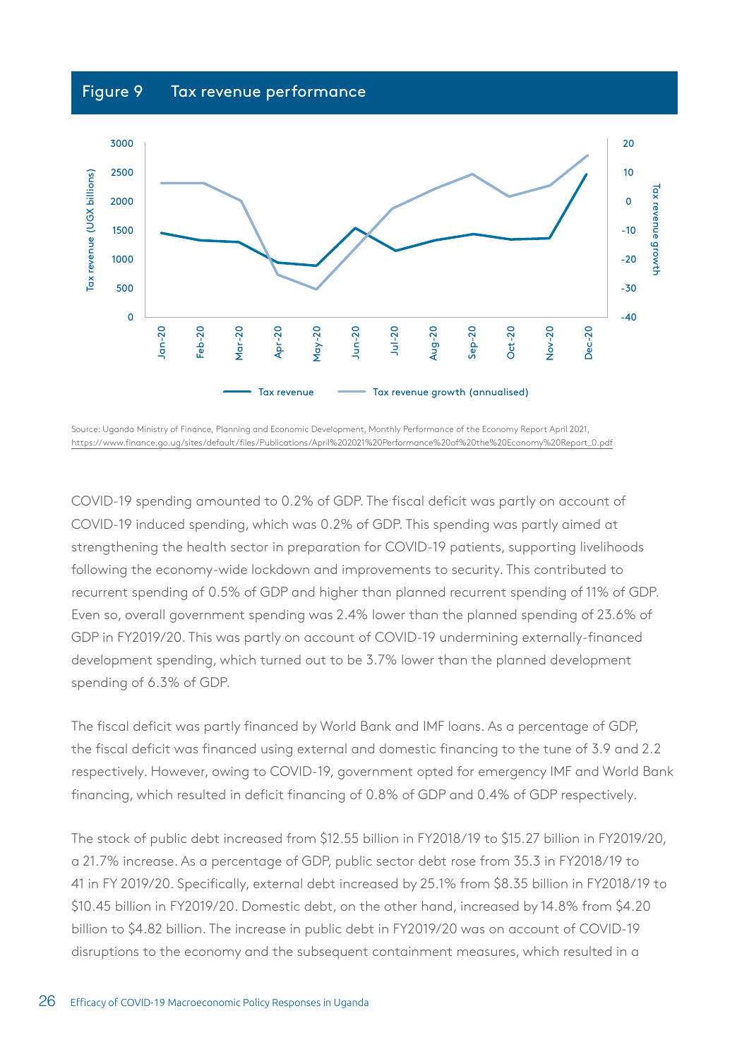## Figure 9 Tax revenue performance

Source: Uganda Ministry of Finance, Planning and Economic Development, Monthly Performance of the Economy Report April 2021, https://www.finance.go.ug/sites/default/files/Publications/April%202021%20Performance%20of%20the%20Economy%20Report_0.pdf

COVID-19 spending amounted to 0.2% of GDP. The fiscal deficit was partly on account of COVID-19 induced spending, which was 0.2% of GDP. This spending was partly aimed at strengthening the health sector in preparation for COVID-19 patients, supporting livelihoods following the economy-wide lockdown and improvements to security. This contributed to recurrent spending of 0.5% of GDP and higher than planned recurrent spending of 11% of GDP. Even so, overall government spending was 2.4% lower than the planned spending of 23.6% of GDP in FY2019/20. This was partly on account of COVID-19 undermining externally-financed development spending, which turned out to be 3.7% lower than the planned development spending of 6.3% of GDP.

The fiscal deficit was partly financed by World Bank and IMF loans. As a percentage of GDP, the fiscal deficit was financed using external and domestic financing to the tune of 3.9 and 2.2 respectively. However, owing to COVID-19, government opted for emergency IMF and World Bank financing, which resulted in deficit financing of 0.8% of GDP and 0.4% of GDP respectively.

The stock of public debt increased from $12.55 billion in FY2018/19 to $15.27 billion in FY2019/20, a 21.7% increase. As a percentage of GDP, public sector debt rose from 35.3 in FY2018/19 to 41 in FY 2019/20. Specifically, external debt increased by 25.1% from $8.35 billion in FY2018/19 to $10.45 billion in FY2019/20. Domestic debt, on the other hand, increased by 14.8% from $4.20 billion to $4.82 billion. The increase in public debt in FY2019/20 was on account of COVID-19 disruptions to the economy and the subsequent containment measures, which resulted in a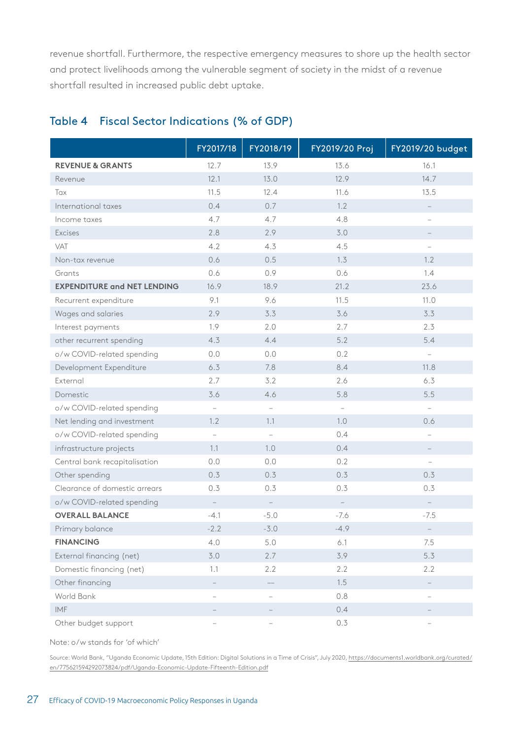revenue shortfall. Furthermore, the respective emergency measures to shore up the health sector and protect livelihoods among the vulnerable segment of society in the midst of a revenue shortfall resulted in increased public debt uptake.

## Table 4 Fiscal Sector Indications (% of GDP)

| | FY2017/18 | FY2018/19 | FY2019/20 Proj | FY2019/20 budget |
|---|---|---|---|---|
| **REVENUE & GRANTS** | 12.7 | 13.9 | 13.6 | 16.1 |
| Revenue | 12.1 | 13.0 | 12.9 | 14.7 |
| Tax | 11.5 | 12.4 | 11.6 | 13.5 |
| International taxes | 0.4 | 0.7 | 1.2 | – |
| Income taxes | 4.7 | 4.7 | 4.8 | – |
| Excises | 2.8 | 2.9 | 3.0 | – |
| VAT | 4.2 | 4.3 | 4.5 | – |
| Non-tax revenue | 0.6 | 0.5 | 1.3 | 1.2 |
| Grants | 0.6 | 0.9 | 0.6 | 1.4 |
| **EXPENDITURE and NET LENDING** | 16.9 | 18.9 | 21.2 | 23.6 |
| Recurrent expenditure | 9.1 | 9.6 | 11.5 | 11.0 |
| Wages and salaries | 2.9 | 3.3 | 3.6 | 3.3 |
| Interest payments | 1.9 | 2.0 | 2.7 | 2.3 |
| other recurrent spending | 4.3 | 4.4 | 5.2 | 5.4 |
| o/w COVID-related spending | 0.0 | 0.0 | 0.2 | – |
| Development Expenditure | 6.3 | 7.8 | 8.4 | 11.8 |
| External | 2.7 | 3.2 | 2.6 | 6.3 |
| Domestic | 3.6 | 4.6 | 5.8 | 5.5 |
| o/w COVID-related spending | – | – | – | – |
| Net lending and investment | 1.2 | 1.1 | 1.0 | 0.6 |
| o/w COVID-related spending | – | – | 0.4 | – |
| infrastructure projects | 1.1 | 1.0 | 0.4 | – |
| Central bank recapitalisation | 0.0 | 0.0 | 0.2 | – |
| Other spending | 0.3 | 0.3 | 0.3 | 0.3 |
| Clearance of domestic arrears | 0.3 | 0.3 | 0.3 | 0.3 |
| o/w COVID-related spending | – | – | – | – |
| **OVERALL BALANCE** | -4.1 | -5.0 | -7.6 | -7.5 |
| Primary balance | -2.2 | -3.0 | -4.9 | – |
| **FINANCING** | 4.0 | 5.0 | 6.1 | 7.5 |
| External financing (net) | 3.0 | 2.7 | 3.9 | 5.3 |
| Domestic financing (net) | 1.1 | 2.2 | 2.2 | 2.2 |
| Other financing | – | –– | 1.5 | – |
| World Bank | – | – | 0.8 | – |
| IMF | – | – | 0.4 | – |
| Other budget support | – | – | 0.3 | – |

Note: o/w stands for 'of which'

Source: World Bank, "Uganda Economic Update, 15th Edition: Digital Solutions in a Time of Crisis", July 2020, https://documents1.worldbank.org/curated/en/775621594292073824/pdf/Uganda-Economic-Update-Fifteenth-Edition.pdf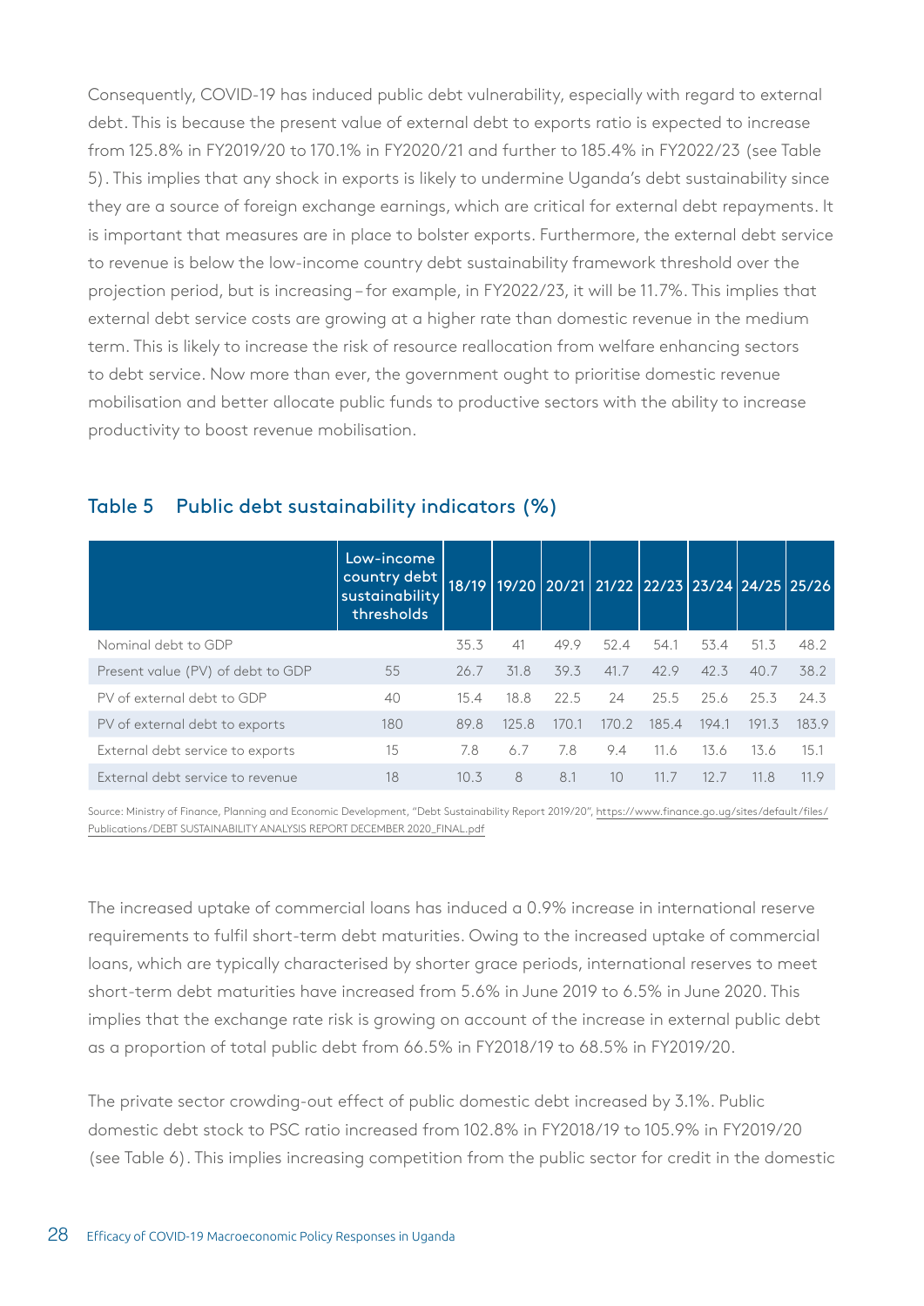Consequently, COVID-19 has induced public debt vulnerability, especially with regard to external debt. This is because the present value of external debt to exports ratio is expected to increase from 125.8% in FY2019/20 to 170.1% in FY2020/21 and further to 185.4% in FY2022/23 (see Table 5). This implies that any shock in exports is likely to undermine Uganda's debt sustainability since they are a source of foreign exchange earnings, which are critical for external debt repayments. It is important that measures are in place to bolster exports. Furthermore, the external debt service to revenue is below the low-income country debt sustainability framework threshold over the projection period, but is increasing – for example, in FY2022/23, it will be 11.7%. This implies that external debt service costs are growing at a higher rate than domestic revenue in the medium term. This is likely to increase the risk of resource reallocation from welfare enhancing sectors to debt service. Now more than ever, the government ought to prioritise domestic revenue mobilisation and better allocate public funds to productive sectors with the ability to increase productivity to boost revenue mobilisation.

## Table 5 Public debt sustainability indicators (%)

| | Low-income country debt sustainability thresholds | 18/19 | 19/20 | 20/21 | 21/22 | 22/23 | 23/24 | 24/25 | 25/26 |
|---|---|---|---|---|---|---|---|---|---|
| Nominal debt to GDP | | 35.3 | 41 | 49.9 | 52.4 | 54.1 | 53.4 | 51.3 | 48.2 |
| Present value (PV) of debt to GDP | 55 | 26.7 | 31.8 | 39.3 | 41.7 | 42.9 | 42.3 | 40.7 | 38.2 |
| PV of external debt to GDP | 40 | 15.4 | 18.8 | 22.5 | 24 | 25.5 | 25.6 | 25.3 | 24.3 |
| PV of external debt to exports | 180 | 89.8 | 125.8 | 170.1 | 170.2 | 185.4 | 194.1 | 191.3 | 183.9 |
| External debt service to exports | 15 | 7.8 | 6.7 | 7.8 | 9.4 | 11.6 | 13.6 | 13.6 | 15.1 |
| External debt service to revenue | 18 | 10.3 | 8 | 8.1 | 10 | 11.7 | 12.7 | 11.8 | 11.9 |

Source: Ministry of Finance, Planning and Economic Development, "Debt Sustainability Report 2019/20", https://www.finance.go.ug/sites/default/files/Publications/DEBT SUSTAINABILITY ANALYSIS REPORT DECEMBER 2020_FINAL.pdf

The increased uptake of commercial loans has induced a 0.9% increase in international reserve requirements to fulfil short-term debt maturities. Owing to the increased uptake of commercial loans, which are typically characterised by shorter grace periods, international reserves to meet short-term debt maturities have increased from 5.6% in June 2019 to 6.5% in June 2020. This implies that the exchange rate risk is growing on account of the increase in external public debt as a proportion of total public debt from 66.5% in FY2018/19 to 68.5% in FY2019/20.

The private sector crowding-out effect of public domestic debt increased by 3.1%. Public domestic debt stock to PSC ratio increased from 102.8% in FY2018/19 to 105.9% in FY2019/20 (see Table 6). This implies increasing competition from the public sector for credit in the domestic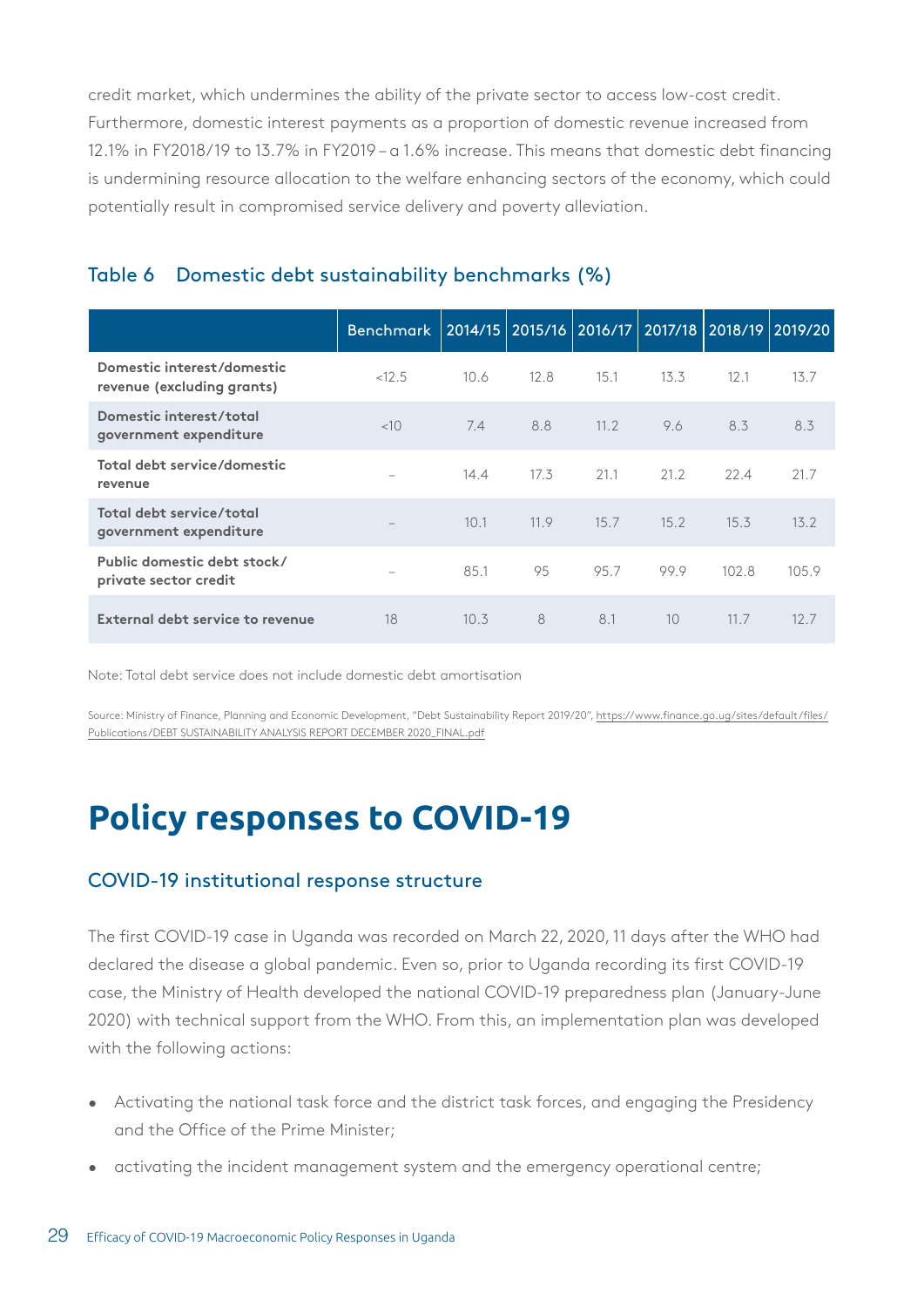credit market, which undermines the ability of the private sector to access low-cost credit. Furthermore, domestic interest payments as a proportion of domestic revenue increased from 12.1% in FY2018/19 to 13.7% in FY2019 – a 1.6% increase. This means that domestic debt financing is undermining resource allocation to the welfare enhancing sectors of the economy, which could potentially result in compromised service delivery and poverty alleviation.

### Table 6 Domestic debt sustainability benchmarks (%)

| | Benchmark | 2014/15 | 2015/16 | 2016/17 | 2017/18 | 2018/19 | 2019/20 |
|---|---|---|---|---|---|---|---|
| **Domestic interest/domestic revenue (excluding grants)** | <12.5 | 10.6 | 12.8 | 15.1 | 13.3 | 12.1 | 13.7 |
| **Domestic interest/total government expenditure** | <10 | 7.4 | 8.8 | 11.2 | 9.6 | 8.3 | 8.3 |
| **Total debt service/domestic revenue** | – | 14.4 | 17.3 | 21.1 | 21.2 | 22.4 | 21.7 |
| **Total debt service/total government expenditure** | – | 10.1 | 11.9 | 15.7 | 15.2 | 15.3 | 13.2 |
| **Public domestic debt stock/ private sector credit** | – | 85.1 | 95 | 95.7 | 99.9 | 102.8 | 105.9 |
| **External debt service to revenue** | 18 | 10.3 | 8 | 8.1 | 10 | 11.7 | 12.7 |

Note: Total debt service does not include domestic debt amortisation

Source: Ministry of Finance, Planning and Economic Development, "Debt Sustainability Report 2019/20", https://www.finance.go.ug/sites/default/files/Publications/DEBT SUSTAINABILITY ANALYSIS REPORT DECEMBER 2020_FINAL.pdf

# Policy responses to COVID-19

## COVID-19 institutional response structure

The first COVID-19 case in Uganda was recorded on March 22, 2020, 11 days after the WHO had declared the disease a global pandemic. Even so, prior to Uganda recording its first COVID-19 case, the Ministry of Health developed the national COVID-19 preparedness plan (January-June 2020) with technical support from the WHO. From this, an implementation plan was developed with the following actions:

- Activating the national task force and the district task forces, and engaging the Presidency and the Office of the Prime Minister;
- activating the incident management system and the emergency operational centre;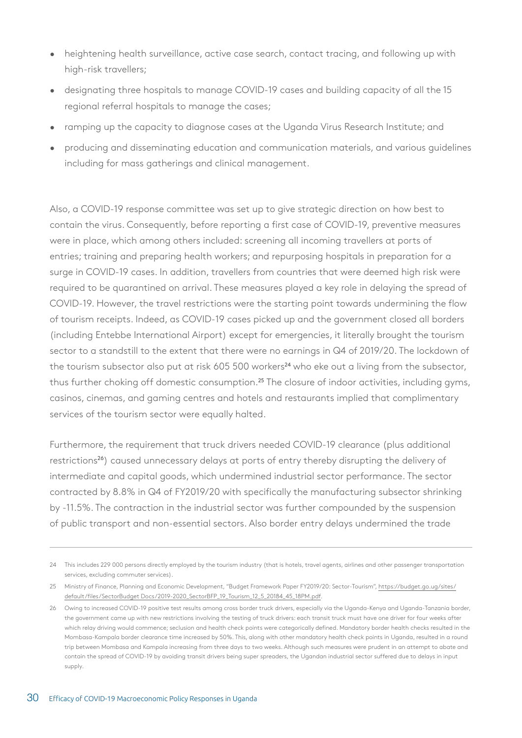- heightening health surveillance, active case search, contact tracing, and following up with high-risk travellers;
- designating three hospitals to manage COVID-19 cases and building capacity of all the 15 regional referral hospitals to manage the cases;
- ramping up the capacity to diagnose cases at the Uganda Virus Research Institute; and
- producing and disseminating education and communication materials, and various guidelines including for mass gatherings and clinical management.

Also, a COVID-19 response committee was set up to give strategic direction on how best to contain the virus. Consequently, before reporting a first case of COVID-19, preventive measures were in place, which among others included: screening all incoming travellers at ports of entries; training and preparing health workers; and repurposing hospitals in preparation for a surge in COVID-19 cases. In addition, travellers from countries that were deemed high risk were required to be quarantined on arrival. These measures played a key role in delaying the spread of COVID-19. However, the travel restrictions were the starting point towards undermining the flow of tourism receipts. Indeed, as COVID-19 cases picked up and the government closed all borders (including Entebbe International Airport) except for emergencies, it literally brought the tourism sector to a standstill to the extent that there were no earnings in Q4 of 2019/20. The lockdown of the tourism subsector also put at risk 605 500 workers[24] who eke out a living from the subsector, thus further choking off domestic consumption.[25] The closure of indoor activities, including gyms, casinos, cinemas, and gaming centres and hotels and restaurants implied that complimentary services of the tourism sector were equally halted.

Furthermore, the requirement that truck drivers needed COVID-19 clearance (plus additional restrictions[26]) caused unnecessary delays at ports of entry thereby disrupting the delivery of intermediate and capital goods, which undermined industrial sector performance. The sector contracted by 8.8% in Q4 of FY2019/20 with specifically the manufacturing subsector shrinking by -11.5%. The contraction in the industrial sector was further compounded by the suspension of public transport and non-essential sectors. Also border entry delays undermined the trade

---

24 This includes 229 000 persons directly employed by the tourism industry (that is hotels, travel agents, airlines and other passenger transportation services, excluding commuter services).

25 Ministry of Finance, Planning and Economic Development, "Budget Framework Paper FY2019/20: Sector-Tourism", https://budget.go.ug/sites/default/files/SectorBudget Docs/2019-2020_SectorBFP_19_Tourism_12_5_20184_45_18PM.pdf.

26 Owing to increased COVID-19 positive test results among cross border truck drivers, especially via the Uganda-Kenya and Uganda-Tanzania border, the government came up with new restrictions involving the testing of truck drivers: each transit truck must have one driver for four weeks after which relay driving would commence; seclusion and health check points were categorically defined. Mandatory border health checks resulted in the Mombasa-Kampala border clearance time increased by 50%. This, along with other mandatory health check points in Uganda, resulted in a round trip between Mombasa and Kampala increasing from three days to two weeks. Although such measures were prudent in an attempt to abate and contain the spread of COVID-19 by avoiding transit drivers being super spreaders, the Ugandan industrial sector suffered due to delays in input supply.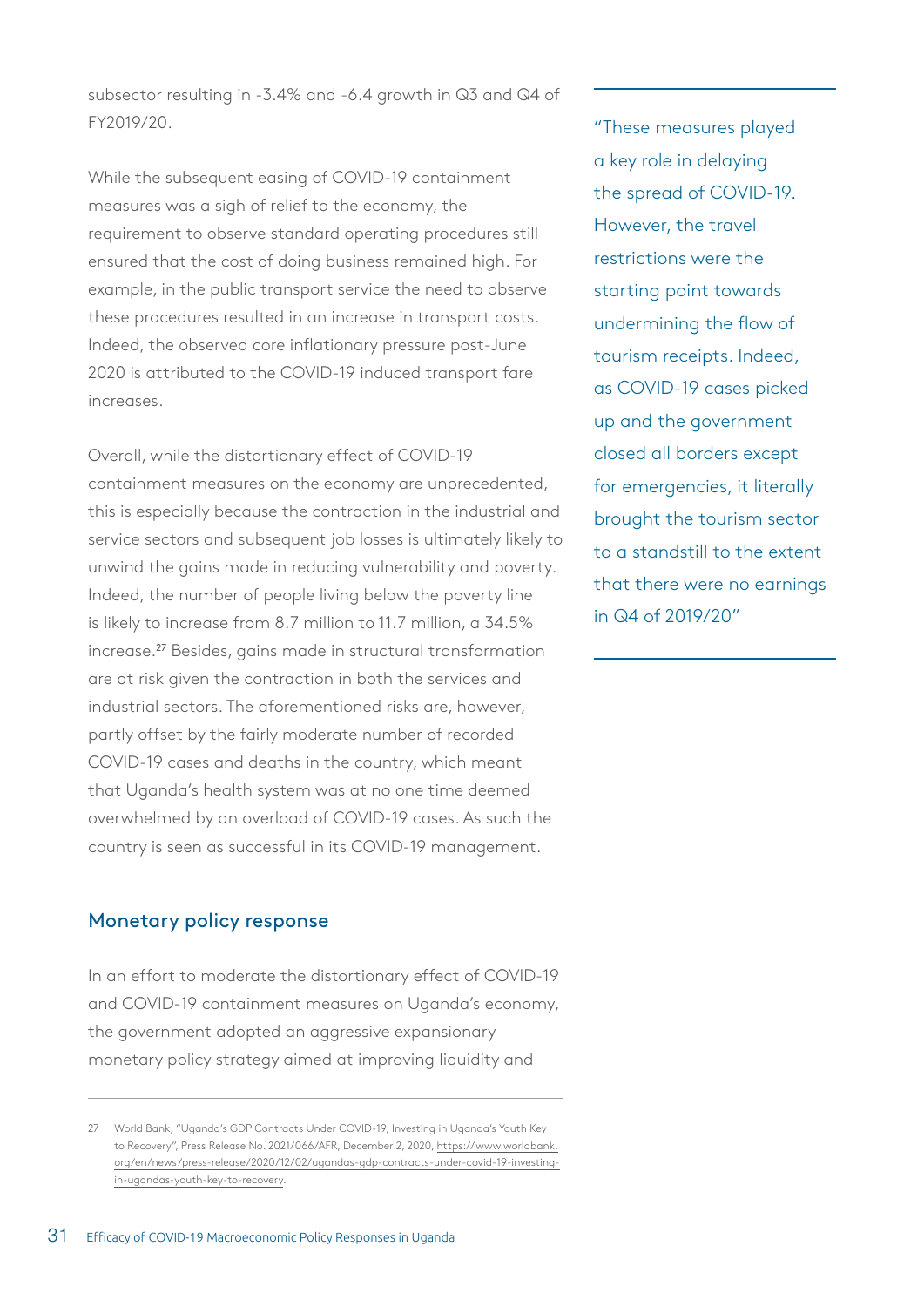subsector resulting in -3.4% and -6.4 growth in Q3 and Q4 of FY2019/20.

While the subsequent easing of COVID-19 containment measures was a sigh of relief to the economy, the requirement to observe standard operating procedures still ensured that the cost of doing business remained high. For example, in the public transport service the need to observe these procedures resulted in an increase in transport costs. Indeed, the observed core inflationary pressure post-June 2020 is attributed to the COVID-19 induced transport fare increases.

Overall, while the distortionary effect of COVID-19 containment measures on the economy are unprecedented, this is especially because the contraction in the industrial and service sectors and subsequent job losses is ultimately likely to unwind the gains made in reducing vulnerability and poverty. Indeed, the number of people living below the poverty line is likely to increase from 8.7 million to 11.7 million, a 34.5% increase.[27] Besides, gains made in structural transformation are at risk given the contraction in both the services and industrial sectors. The aforementioned risks are, however, partly offset by the fairly moderate number of recorded COVID-19 cases and deaths in the country, which meant that Uganda's health system was at no one time deemed overwhelmed by an overload of COVID-19 cases. As such the country is seen as successful in its COVID-19 management.

> "These measures played a key role in delaying the spread of COVID-19. However, the travel restrictions were the starting point towards undermining the flow of tourism receipts. Indeed, as COVID-19 cases picked up and the government closed all borders except for emergencies, it literally brought the tourism sector to a standstill to the extent that there were no earnings in Q4 of 2019/20"

## Monetary policy response

In an effort to moderate the distortionary effect of COVID-19 and COVID-19 containment measures on Uganda's economy, the government adopted an aggressive expansionary monetary policy strategy aimed at improving liquidity and

---

27 World Bank, "Uganda's GDP Contracts Under COVID-19, Investing in Uganda's Youth Key to Recovery", Press Release No. 2021/066/AFR, December 2, 2020, https://www.worldbank.org/en/news/press-release/2020/12/02/ugandas-gdp-contracts-under-covid-19-investing-in-ugandas-youth-key-to-recovery.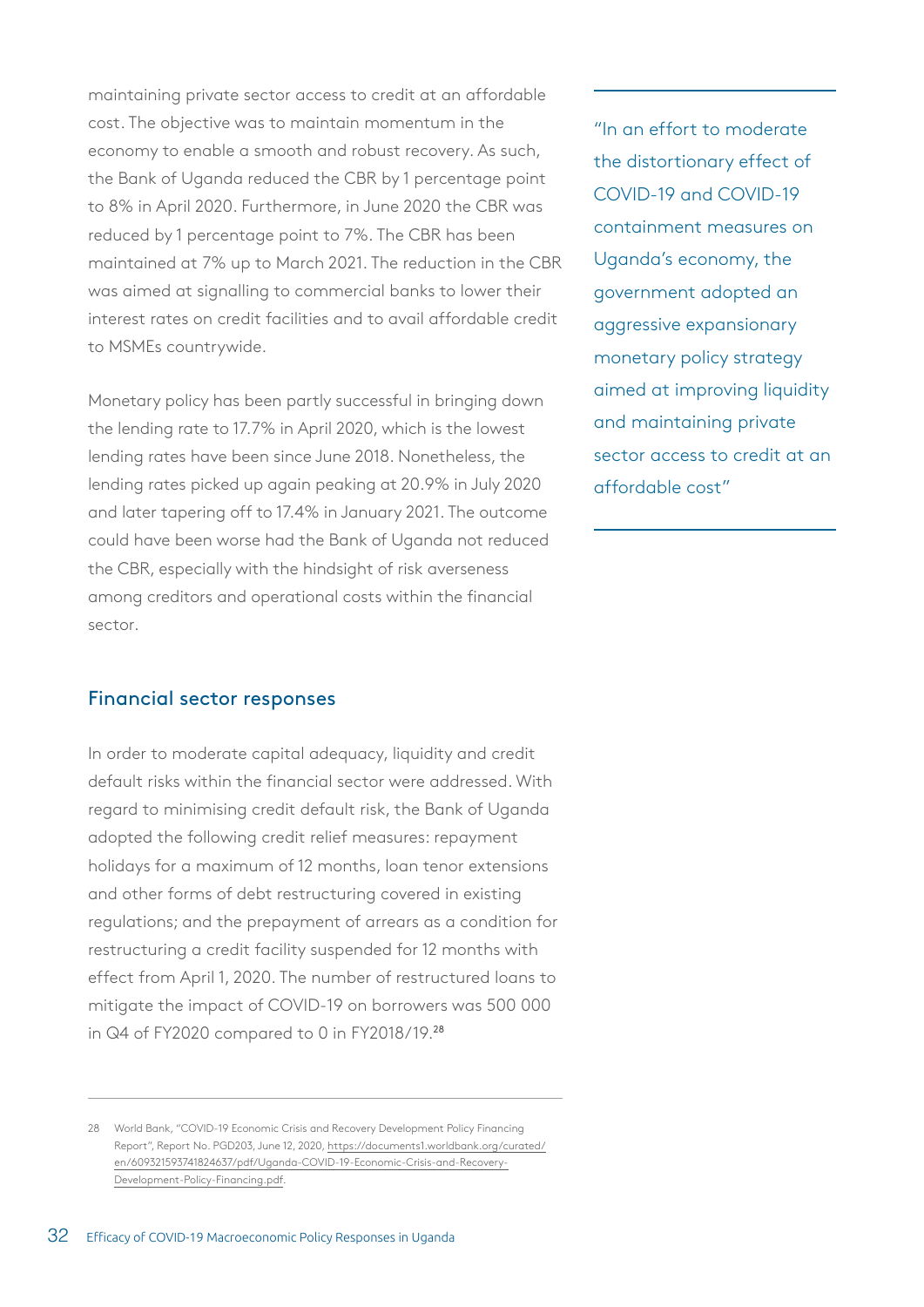maintaining private sector access to credit at an affordable cost. The objective was to maintain momentum in the economy to enable a smooth and robust recovery. As such, the Bank of Uganda reduced the CBR by 1 percentage point to 8% in April 2020. Furthermore, in June 2020 the CBR was reduced by 1 percentage point to 7%. The CBR has been maintained at 7% up to March 2021. The reduction in the CBR was aimed at signalling to commercial banks to lower their interest rates on credit facilities and to avail affordable credit to MSMEs countrywide.

Monetary policy has been partly successful in bringing down the lending rate to 17.7% in April 2020, which is the lowest lending rates have been since June 2018. Nonetheless, the lending rates picked up again peaking at 20.9% in July 2020 and later tapering off to 17.4% in January 2021. The outcome could have been worse had the Bank of Uganda not reduced the CBR, especially with the hindsight of risk averseness among creditors and operational costs within the financial sector.

> "In an effort to moderate the distortionary effect of COVID-19 and COVID-19 containment measures on Uganda's economy, the government adopted an aggressive expansionary monetary policy strategy aimed at improving liquidity and maintaining private sector access to credit at an affordable cost"

## Financial sector responses

In order to moderate capital adequacy, liquidity and credit default risks within the financial sector were addressed. With regard to minimising credit default risk, the Bank of Uganda adopted the following credit relief measures: repayment holidays for a maximum of 12 months, loan tenor extensions and other forms of debt restructuring covered in existing regulations; and the prepayment of arrears as a condition for restructuring a credit facility suspended for 12 months with effect from April 1, 2020. The number of restructured loans to mitigate the impact of COVID-19 on borrowers was 500 000 in Q4 of FY2020 compared to 0 in FY2018/19.[28]

---

28 World Bank, "COVID-19 Economic Crisis and Recovery Development Policy Financing Report", Report No. PGD203, June 12, 2020, https://documents1.worldbank.org/curated/en/609321593741824637/pdf/Uganda-COVID-19-Economic-Crisis-and-Recovery-Development-Policy-Financing.pdf.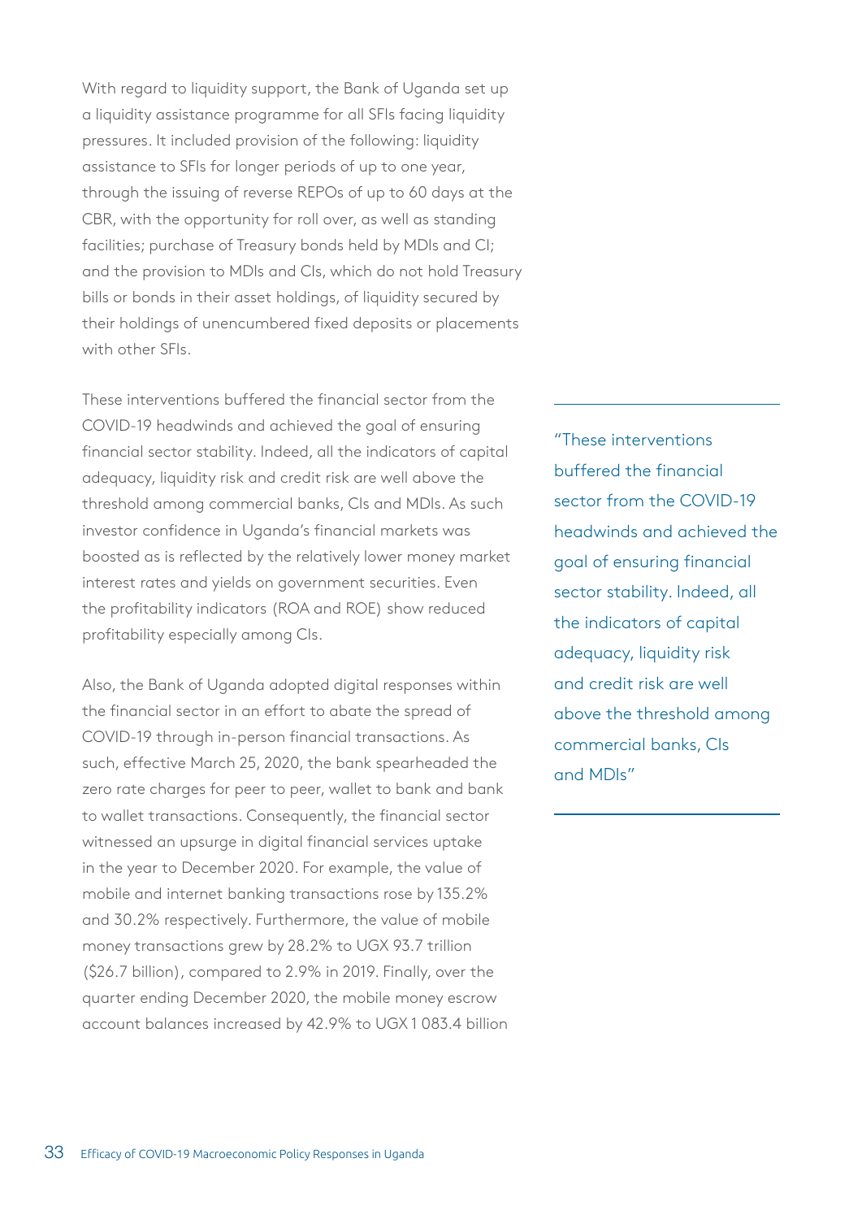With regard to liquidity support, the Bank of Uganda set up a liquidity assistance programme for all SFIs facing liquidity pressures. It included provision of the following: liquidity assistance to SFIs for longer periods of up to one year, through the issuing of reverse REPOs of up to 60 days at the CBR, with the opportunity for roll over, as well as standing facilities; purchase of Treasury bonds held by MDIs and CI; and the provision to MDIs and CIs, which do not hold Treasury bills or bonds in their asset holdings, of liquidity secured by their holdings of unencumbered fixed deposits or placements with other SFIs.

These interventions buffered the financial sector from the COVID-19 headwinds and achieved the goal of ensuring financial sector stability. Indeed, all the indicators of capital adequacy, liquidity risk and credit risk are well above the threshold among commercial banks, CIs and MDIs. As such investor confidence in Uganda's financial markets was boosted as is reflected by the relatively lower money market interest rates and yields on government securities. Even the profitability indicators (ROA and ROE) show reduced profitability especially among CIs.

> "These interventions buffered the financial sector from the COVID-19 headwinds and achieved the goal of ensuring financial sector stability. Indeed, all the indicators of capital adequacy, liquidity risk and credit risk are well above the threshold among commercial banks, CIs and MDIs"

Also, the Bank of Uganda adopted digital responses within the financial sector in an effort to abate the spread of COVID-19 through in-person financial transactions. As such, effective March 25, 2020, the bank spearheaded the zero rate charges for peer to peer, wallet to bank and bank to wallet transactions. Consequently, the financial sector witnessed an upsurge in digital financial services uptake in the year to December 2020. For example, the value of mobile and internet banking transactions rose by 135.2% and 30.2% respectively. Furthermore, the value of mobile money transactions grew by 28.2% to UGX 93.7 trillion ($26.7 billion), compared to 2.9% in 2019. Finally, over the quarter ending December 2020, the mobile money escrow account balances increased by 42.9% to UGX 1 083.4 billion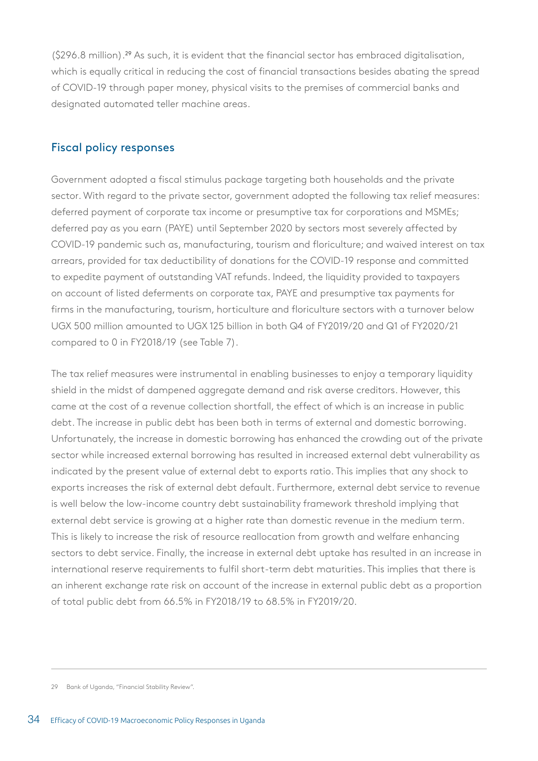(\$296.8 million).[29] As such, it is evident that the financial sector has embraced digitalisation, which is equally critical in reducing the cost of financial transactions besides abating the spread of COVID-19 through paper money, physical visits to the premises of commercial banks and designated automated teller machine areas.

## Fiscal policy responses

Government adopted a fiscal stimulus package targeting both households and the private sector. With regard to the private sector, government adopted the following tax relief measures: deferred payment of corporate tax income or presumptive tax for corporations and MSMEs; deferred pay as you earn (PAYE) until September 2020 by sectors most severely affected by COVID-19 pandemic such as, manufacturing, tourism and floriculture; and waived interest on tax arrears, provided for tax deductibility of donations for the COVID-19 response and committed to expedite payment of outstanding VAT refunds. Indeed, the liquidity provided to taxpayers on account of listed deferments on corporate tax, PAYE and presumptive tax payments for firms in the manufacturing, tourism, horticulture and floriculture sectors with a turnover below UGX 500 million amounted to UGX 125 billion in both Q4 of FY2019/20 and Q1 of FY2020/21 compared to 0 in FY2018/19 (see Table 7).

The tax relief measures were instrumental in enabling businesses to enjoy a temporary liquidity shield in the midst of dampened aggregate demand and risk averse creditors. However, this came at the cost of a revenue collection shortfall, the effect of which is an increase in public debt. The increase in public debt has been both in terms of external and domestic borrowing. Unfortunately, the increase in domestic borrowing has enhanced the crowding out of the private sector while increased external borrowing has resulted in increased external debt vulnerability as indicated by the present value of external debt to exports ratio. This implies that any shock to exports increases the risk of external debt default. Furthermore, external debt service to revenue is well below the low-income country debt sustainability framework threshold implying that external debt service is growing at a higher rate than domestic revenue in the medium term. This is likely to increase the risk of resource reallocation from growth and welfare enhancing sectors to debt service. Finally, the increase in external debt uptake has resulted in an increase in international reserve requirements to fulfil short-term debt maturities. This implies that there is an inherent exchange rate risk on account of the increase in external public debt as a proportion of total public debt from 66.5% in FY2018/19 to 68.5% in FY2019/20.

---

29 Bank of Uganda, "Financial Stability Review".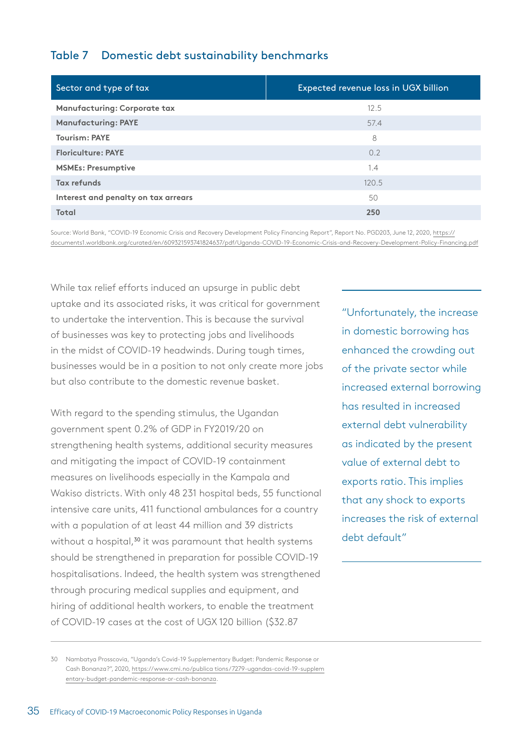**Table 7 Domestic debt sustainability benchmarks**

| Sector and type of tax | Expected revenue loss in UGX billion |
| --- | --- |
| **Manufacturing: Corporate tax** | 12.5 |
| **Manufacturing: PAYE** | 57.4 |
| **Tourism: PAYE** | 8 |
| **Floriculture: PAYE** | 0.2 |
| **MSMEs: Presumptive** | 1.4 |
| **Tax refunds** | 120.5 |
| **Interest and penalty on tax arrears** | 50 |
| **Total** | **250** |

Source: World Bank, "COVID-19 Economic Crisis and Recovery Development Policy Financing Report", Report No. PGD203, June 12, 2020, https://documents1.worldbank.org/curated/en/609321593741824637/pdf/Uganda-COVID-19-Economic-Crisis-and-Recovery-Development-Policy-Financing.pdf

While tax relief efforts induced an upsurge in public debt uptake and its associated risks, it was critical for government to undertake the intervention. This is because the survival of businesses was key to protecting jobs and livelihoods in the midst of COVID-19 headwinds. During tough times, businesses would be in a position to not only create more jobs but also contribute to the domestic revenue basket.

With regard to the spending stimulus, the Ugandan government spent 0.2% of GDP in FY2019/20 on strengthening health systems, additional security measures and mitigating the impact of COVID-19 containment measures on livelihoods especially in the Kampala and Wakiso districts. With only 48 231 hospital beds, 55 functional intensive care units, 411 functional ambulances for a country with a population of at least 44 million and 39 districts without a hospital,[30] it was paramount that health systems should be strengthened in preparation for possible COVID-19 hospitalisations. Indeed, the health system was strengthened through procuring medical supplies and equipment, and hiring of additional health workers, to enable the treatment of COVID-19 cases at the cost of UGX 120 billion ($32.87

> "Unfortunately, the increase in domestic borrowing has enhanced the crowding out of the private sector while increased external borrowing has resulted in increased external debt vulnerability as indicated by the present value of external debt to exports ratio. This implies that any shock to exports increases the risk of external debt default"

30 Nambatya Prosscovia, "Uganda's Covid-19 Supplementary Budget: Pandemic Response or Cash Bonanza?", 2020, https://www.cmi.no/publica tions/7279-ugandas-covid-19-supplementary-budget-pandemic-response-or-cash-bonanza.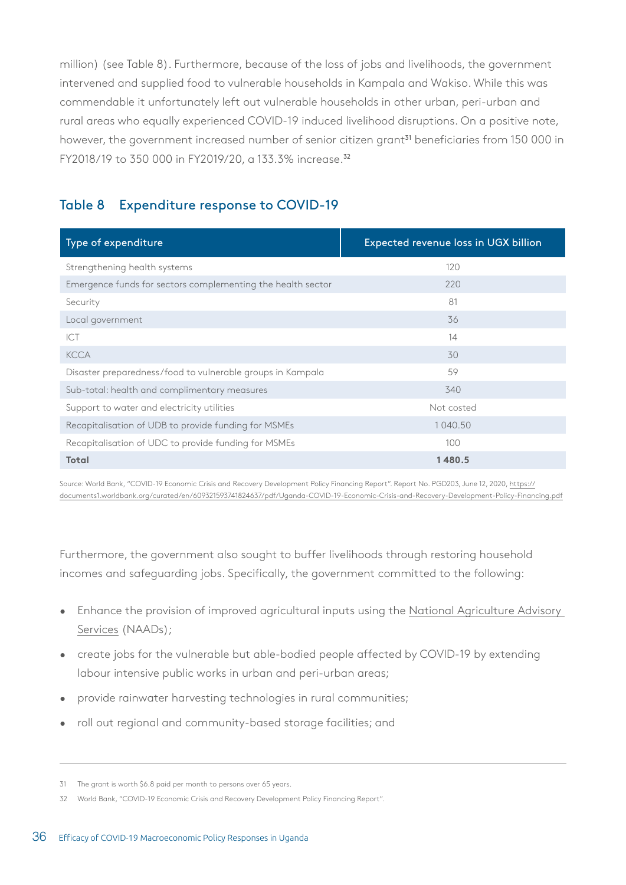million) (see Table 8). Furthermore, because of the loss of jobs and livelihoods, the government intervened and supplied food to vulnerable households in Kampala and Wakiso. While this was commendable it unfortunately left out vulnerable households in other urban, peri-urban and rural areas who equally experienced COVID-19 induced livelihood disruptions. On a positive note, however, the government increased number of senior citizen grant[31] beneficiaries from 150 000 in FY2018/19 to 350 000 in FY2019/20, a 133.3% increase.[32]

### Table 8 Expenditure response to COVID-19

| Type of expenditure | Expected revenue loss in UGX billion |
|---|---|
| Strengthening health systems | 120 |
| Emergence funds for sectors complementing the health sector | 220 |
| Security | 81 |
| Local government | 36 |
| ICT | 14 |
| KCCA | 30 |
| Disaster preparedness/food to vulnerable groups in Kampala | 59 |
| Sub-total: health and complimentary measures | 340 |
| Support to water and electricity utilities | Not costed |
| Recapitalisation of UDB to provide funding for MSMEs | 1 040.50 |
| Recapitalisation of UDC to provide funding for MSMEs | 100 |
| **Total** | **1 480.5** |

Source: World Bank, "COVID-19 Economic Crisis and Recovery Development Policy Financing Report". Report No. PGD203, June 12, 2020, https://documents1.worldbank.org/curated/en/609321593741824637/pdf/Uganda-COVID-19-Economic-Crisis-and-Recovery-Development-Policy-Financing.pdf

Furthermore, the government also sought to buffer livelihoods through restoring household incomes and safeguarding jobs. Specifically, the government committed to the following:

- Enhance the provision of improved agricultural inputs using the National Agriculture Advisory Services (NAADs);
- create jobs for the vulnerable but able-bodied people affected by COVID-19 by extending labour intensive public works in urban and peri-urban areas;
- provide rainwater harvesting technologies in rural communities;
- roll out regional and community-based storage facilities; and

---

31 The grant is worth $6.8 paid per month to persons over 65 years.

32 World Bank, "COVID-19 Economic Crisis and Recovery Development Policy Financing Report".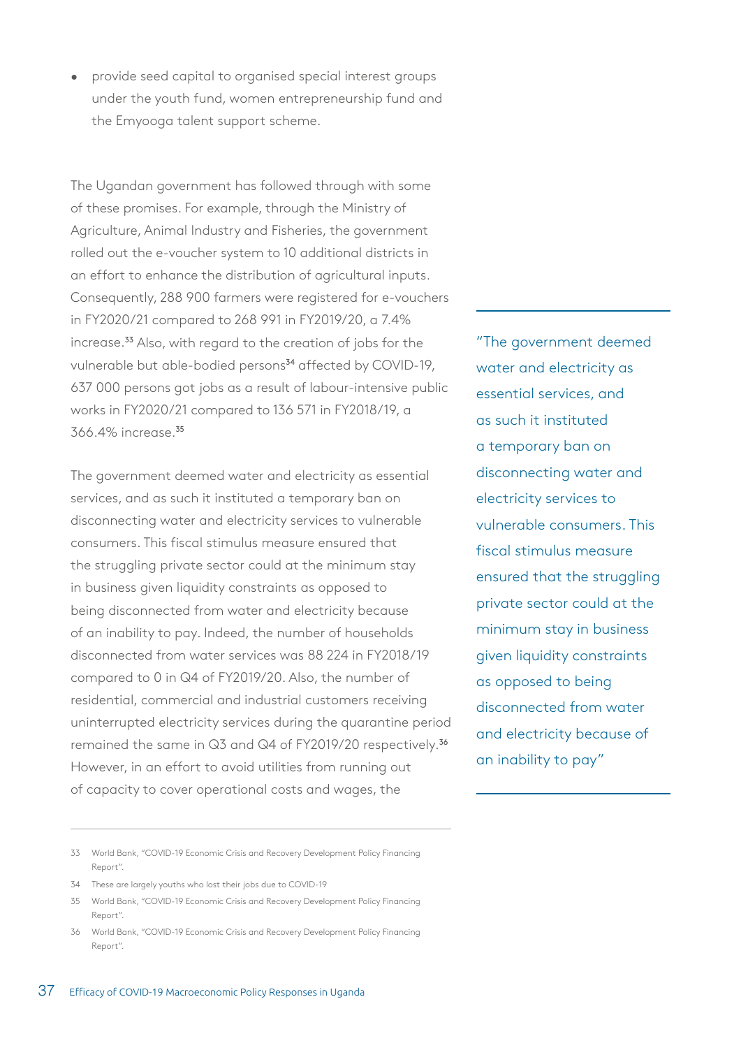- provide seed capital to organised special interest groups under the youth fund, women entrepreneurship fund and the Emyooga talent support scheme.

The Ugandan government has followed through with some of these promises. For example, through the Ministry of Agriculture, Animal Industry and Fisheries, the government rolled out the e-voucher system to 10 additional districts in an effort to enhance the distribution of agricultural inputs. Consequently, 288 900 farmers were registered for e-vouchers in FY2020/21 compared to 268 991 in FY2019/20, a 7.4% increase.[33] Also, with regard to the creation of jobs for the vulnerable but able-bodied persons[34] affected by COVID-19, 637 000 persons got jobs as a result of labour-intensive public works in FY2020/21 compared to 136 571 in FY2018/19, a 366.4% increase.[35]

The government deemed water and electricity as essential services, and as such it instituted a temporary ban on disconnecting water and electricity services to vulnerable consumers. This fiscal stimulus measure ensured that the struggling private sector could at the minimum stay in business given liquidity constraints as opposed to being disconnected from water and electricity because of an inability to pay. Indeed, the number of households disconnected from water services was 88 224 in FY2018/19 compared to 0 in Q4 of FY2019/20. Also, the number of residential, commercial and industrial customers receiving uninterrupted electricity services during the quarantine period remained the same in Q3 and Q4 of FY2019/20 respectively.[36] However, in an effort to avoid utilities from running out of capacity to cover operational costs and wages, the

> "The government deemed water and electricity as essential services, and as such it instituted a temporary ban on disconnecting water and electricity services to vulnerable consumers. This fiscal stimulus measure ensured that the struggling private sector could at the minimum stay in business given liquidity constraints as opposed to being disconnected from water and electricity because of an inability to pay"

---

33 World Bank, "COVID-19 Economic Crisis and Recovery Development Policy Financing Report".

34 These are largely youths who lost their jobs due to COVID-19

35 World Bank, "COVID-19 Economic Crisis and Recovery Development Policy Financing Report".

36 World Bank, "COVID-19 Economic Crisis and Recovery Development Policy Financing Report".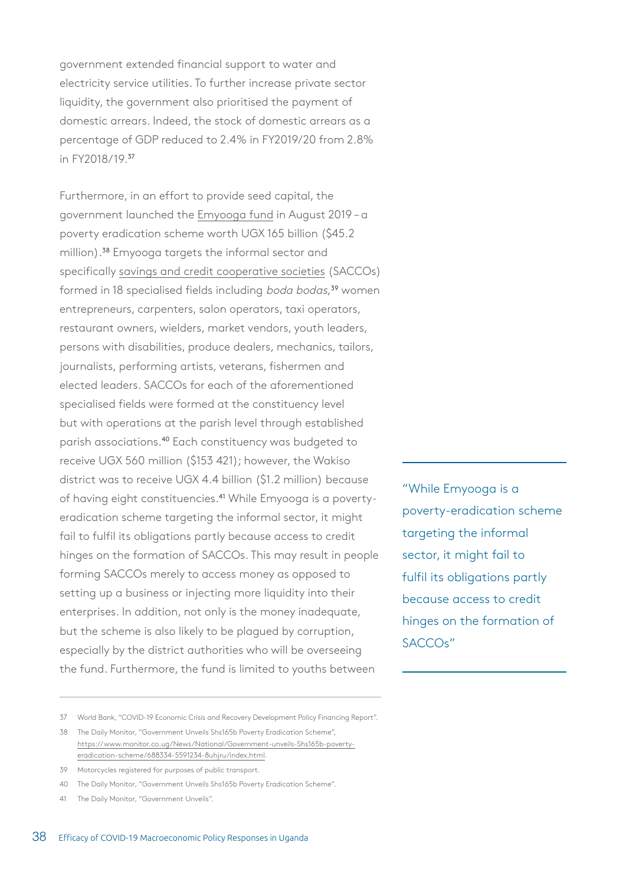government extended financial support to water and electricity service utilities. To further increase private sector liquidity, the government also prioritised the payment of domestic arrears. Indeed, the stock of domestic arrears as a percentage of GDP reduced to 2.4% in FY2019/20 from 2.8% in FY2018/19.[37]

Furthermore, in an effort to provide seed capital, the government launched the Emyooga fund in August 2019 – a poverty eradication scheme worth UGX 165 billion ($45.2 million).[38] Emyooga targets the informal sector and specifically savings and credit cooperative societies (SACCOs) formed in 18 specialised fields including *boda bodas*,[39] women entrepreneurs, carpenters, salon operators, taxi operators, restaurant owners, wielders, market vendors, youth leaders, persons with disabilities, produce dealers, mechanics, tailors, journalists, performing artists, veterans, fishermen and elected leaders. SACCOs for each of the aforementioned specialised fields were formed at the constituency level but with operations at the parish level through established parish associations.[40] Each constituency was budgeted to receive UGX 560 million ($153 421); however, the Wakiso district was to receive UGX 4.4 billion ($1.2 million) because of having eight constituencies.[41] While Emyooga is a poverty-eradication scheme targeting the informal sector, it might fail to fulfil its obligations partly because access to credit hinges on the formation of SACCOs. This may result in people forming SACCOs merely to access money as opposed to setting up a business or injecting more liquidity into their enterprises. In addition, not only is the money inadequate, but the scheme is also likely to be plagued by corruption, especially by the district authorities who will be overseeing the fund. Furthermore, the fund is limited to youths between

> "While Emyooga is a poverty-eradication scheme targeting the informal sector, it might fail to fulfil its obligations partly because access to credit hinges on the formation of SACCOs"

---

37 World Bank, "COVID-19 Economic Crisis and Recovery Development Policy Financing Report".

38 The Daily Monitor, "Government Unveils Shs165b Poverty Eradication Scheme", https://www.monitor.co.ug/News/National/Government-unveils-Shs165b-poverty-eradication-scheme/688334-5591234-8uhjru/index.html.

39 Motorcycles registered for purposes of public transport.

40 The Daily Monitor, "Government Unveils Shs165b Poverty Eradication Scheme".

41 The Daily Monitor, "Government Unveils".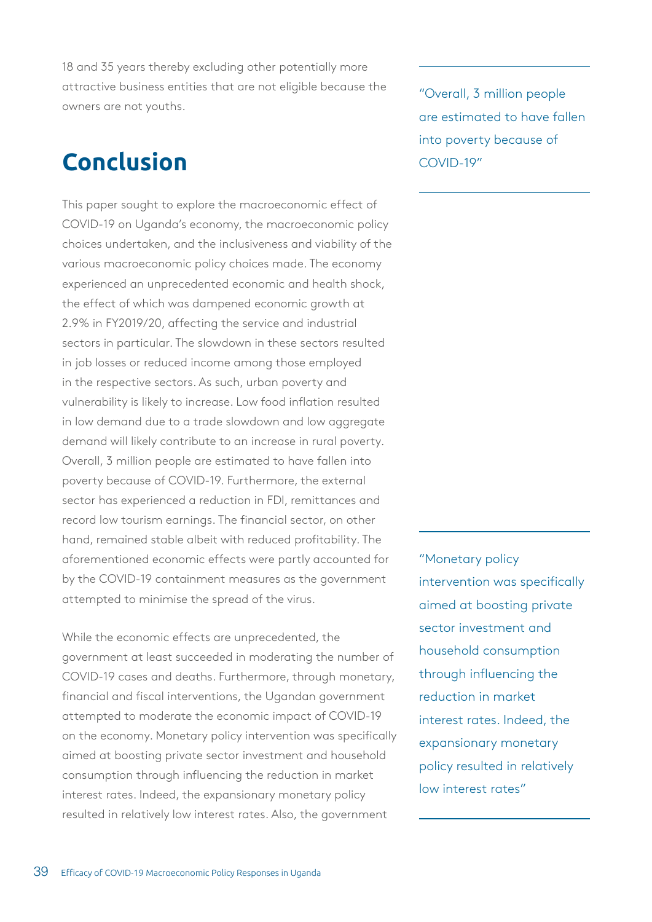18 and 35 years thereby excluding other potentially more attractive business entities that are not eligible because the owners are not youths.

## Conclusion

This paper sought to explore the macroeconomic effect of COVID-19 on Uganda's economy, the macroeconomic policy choices undertaken, and the inclusiveness and viability of the various macroeconomic policy choices made. The economy experienced an unprecedented economic and health shock, the effect of which was dampened economic growth at 2.9% in FY2019/20, affecting the service and industrial sectors in particular. The slowdown in these sectors resulted in job losses or reduced income among those employed in the respective sectors. As such, urban poverty and vulnerability is likely to increase. Low food inflation resulted in low demand due to a trade slowdown and low aggregate demand will likely contribute to an increase in rural poverty. Overall, 3 million people are estimated to have fallen into poverty because of COVID-19. Furthermore, the external sector has experienced a reduction in FDI, remittances and record low tourism earnings. The financial sector, on other hand, remained stable albeit with reduced profitability. The aforementioned economic effects were partly accounted for by the COVID-19 containment measures as the government attempted to minimise the spread of the virus.

> "Overall, 3 million people are estimated to have fallen into poverty because of COVID-19"

While the economic effects are unprecedented, the government at least succeeded in moderating the number of COVID-19 cases and deaths. Furthermore, through monetary, financial and fiscal interventions, the Ugandan government attempted to moderate the economic impact of COVID-19 on the economy. Monetary policy intervention was specifically aimed at boosting private sector investment and household consumption through influencing the reduction in market interest rates. Indeed, the expansionary monetary policy resulted in relatively low interest rates. Also, the government

> "Monetary policy intervention was specifically aimed at boosting private sector investment and household consumption through influencing the reduction in market interest rates. Indeed, the expansionary monetary policy resulted in relatively low interest rates"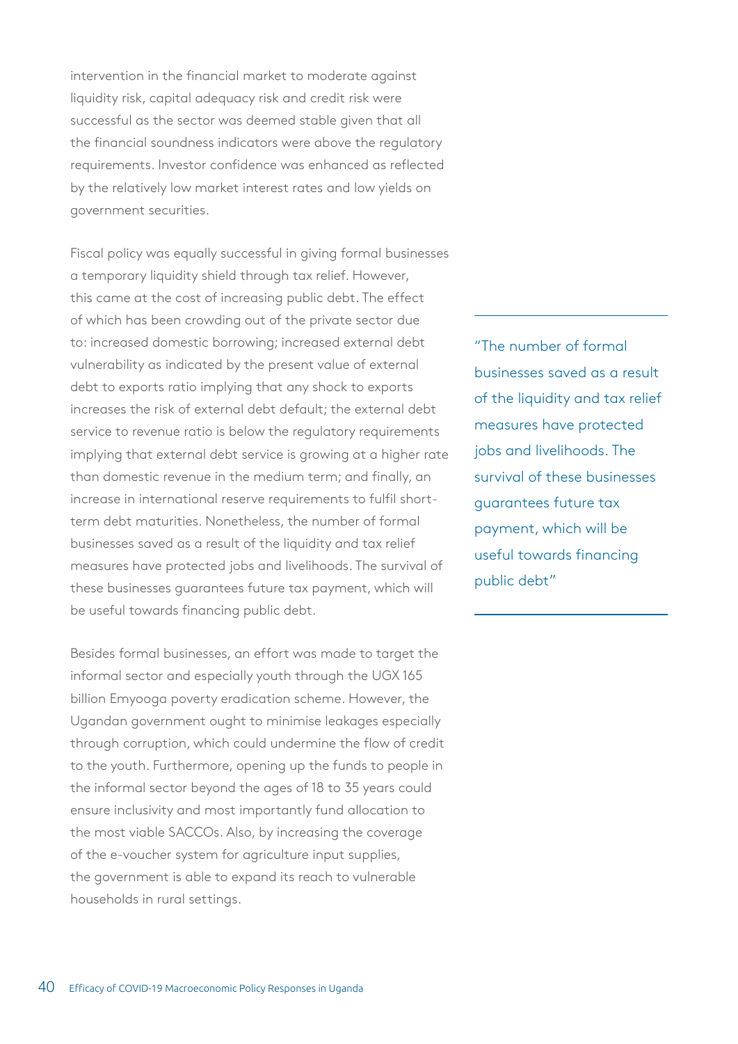intervention in the financial market to moderate against liquidity risk, capital adequacy risk and credit risk were successful as the sector was deemed stable given that all the financial soundness indicators were above the regulatory requirements. Investor confidence was enhanced as reflected by the relatively low market interest rates and low yields on government securities.

Fiscal policy was equally successful in giving formal businesses a temporary liquidity shield through tax relief. However, this came at the cost of increasing public debt. The effect of which has been crowding out of the private sector due to: increased domestic borrowing; increased external debt vulnerability as indicated by the present value of external debt to exports ratio implying that any shock to exports increases the risk of external debt default; the external debt service to revenue ratio is below the regulatory requirements implying that external debt service is growing at a higher rate than domestic revenue in the medium term; and finally, an increase in international reserve requirements to fulfil short-term debt maturities. Nonetheless, the number of formal businesses saved as a result of the liquidity and tax relief measures have protected jobs and livelihoods. The survival of these businesses guarantees future tax payment, which will be useful towards financing public debt.

> "The number of formal businesses saved as a result of the liquidity and tax relief measures have protected jobs and livelihoods. The survival of these businesses guarantees future tax payment, which will be useful towards financing public debt"

Besides formal businesses, an effort was made to target the informal sector and especially youth through the UGX 165 billion Emyooga poverty eradication scheme. However, the Ugandan government ought to minimise leakages especially through corruption, which could undermine the flow of credit to the youth. Furthermore, opening up the funds to people in the informal sector beyond the ages of 18 to 35 years could ensure inclusivity and most importantly fund allocation to the most viable SACCOs. Also, by increasing the coverage of the e-voucher system for agriculture input supplies, the government is able to expand its reach to vulnerable households in rural settings.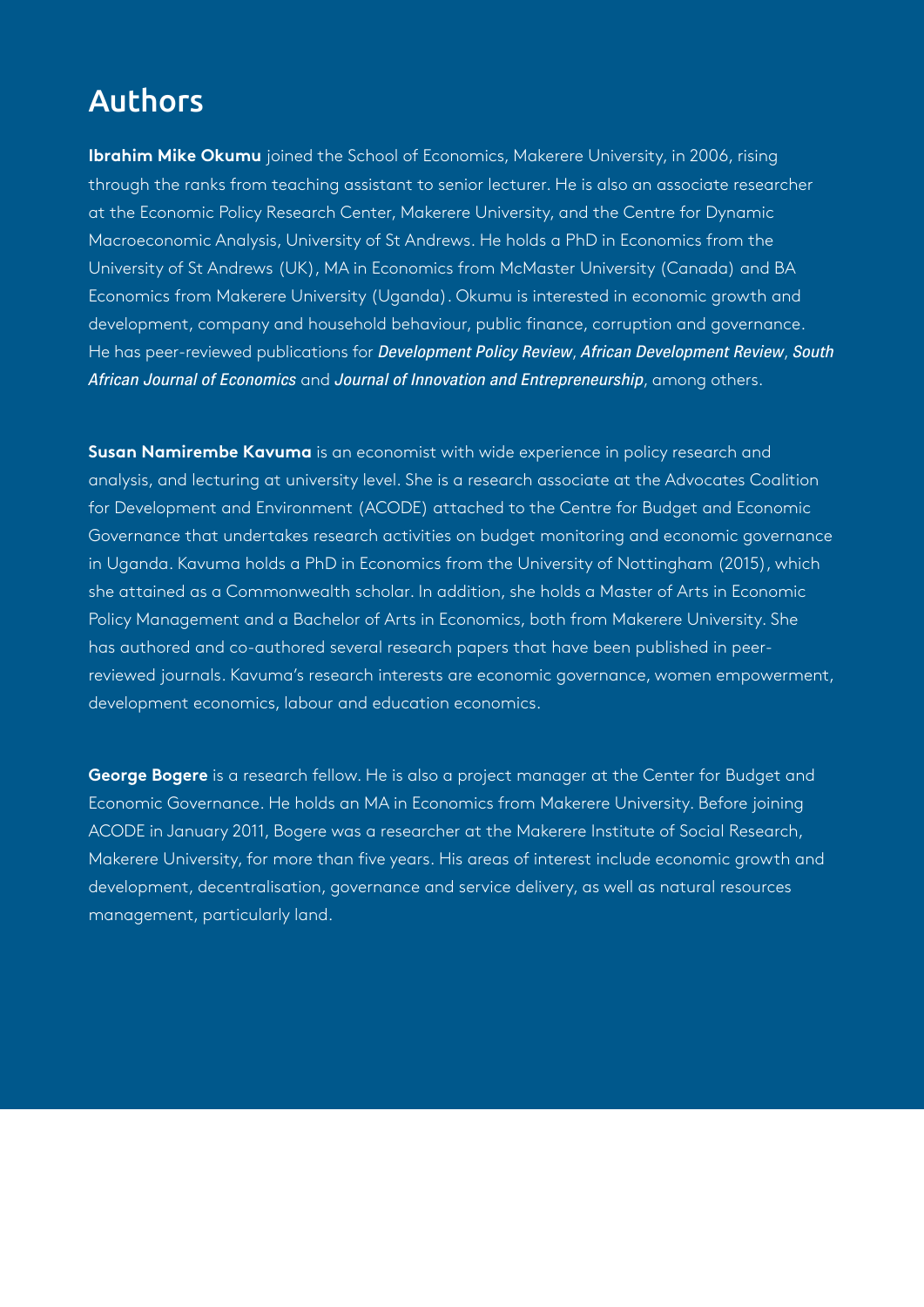## Authors

**Ibrahim Mike Okumu** joined the School of Economics, Makerere University, in 2006, rising through the ranks from teaching assistant to senior lecturer. He is also an associate researcher at the Economic Policy Research Center, Makerere University, and the Centre for Dynamic Macroeconomic Analysis, University of St Andrews. He holds a PhD in Economics from the University of St Andrews (UK), MA in Economics from McMaster University (Canada) and BA Economics from Makerere University (Uganda). Okumu is interested in economic growth and development, company and household behaviour, public finance, corruption and governance. He has peer-reviewed publications for ***Development Policy Review***, ***African Development Review***, ***South African Journal of Economics*** and ***Journal of Innovation and Entrepreneurship***, among others.

**Susan Namirembe Kavuma** is an economist with wide experience in policy research and analysis, and lecturing at university level. She is a research associate at the Advocates Coalition for Development and Environment (ACODE) attached to the Centre for Budget and Economic Governance that undertakes research activities on budget monitoring and economic governance in Uganda. Kavuma holds a PhD in Economics from the University of Nottingham (2015), which she attained as a Commonwealth scholar. In addition, she holds a Master of Arts in Economic Policy Management and a Bachelor of Arts in Economics, both from Makerere University. She has authored and co-authored several research papers that have been published in peer-reviewed journals. Kavuma's research interests are economic governance, women empowerment, development economics, labour and education economics.

**George Bogere** is a research fellow. He is also a project manager at the Center for Budget and Economic Governance. He holds an MA in Economics from Makerere University. Before joining ACODE in January 2011, Bogere was a researcher at the Makerere Institute of Social Research, Makerere University, for more than five years. His areas of interest include economic growth and development, decentralisation, governance and service delivery, as well as natural resources management, particularly land.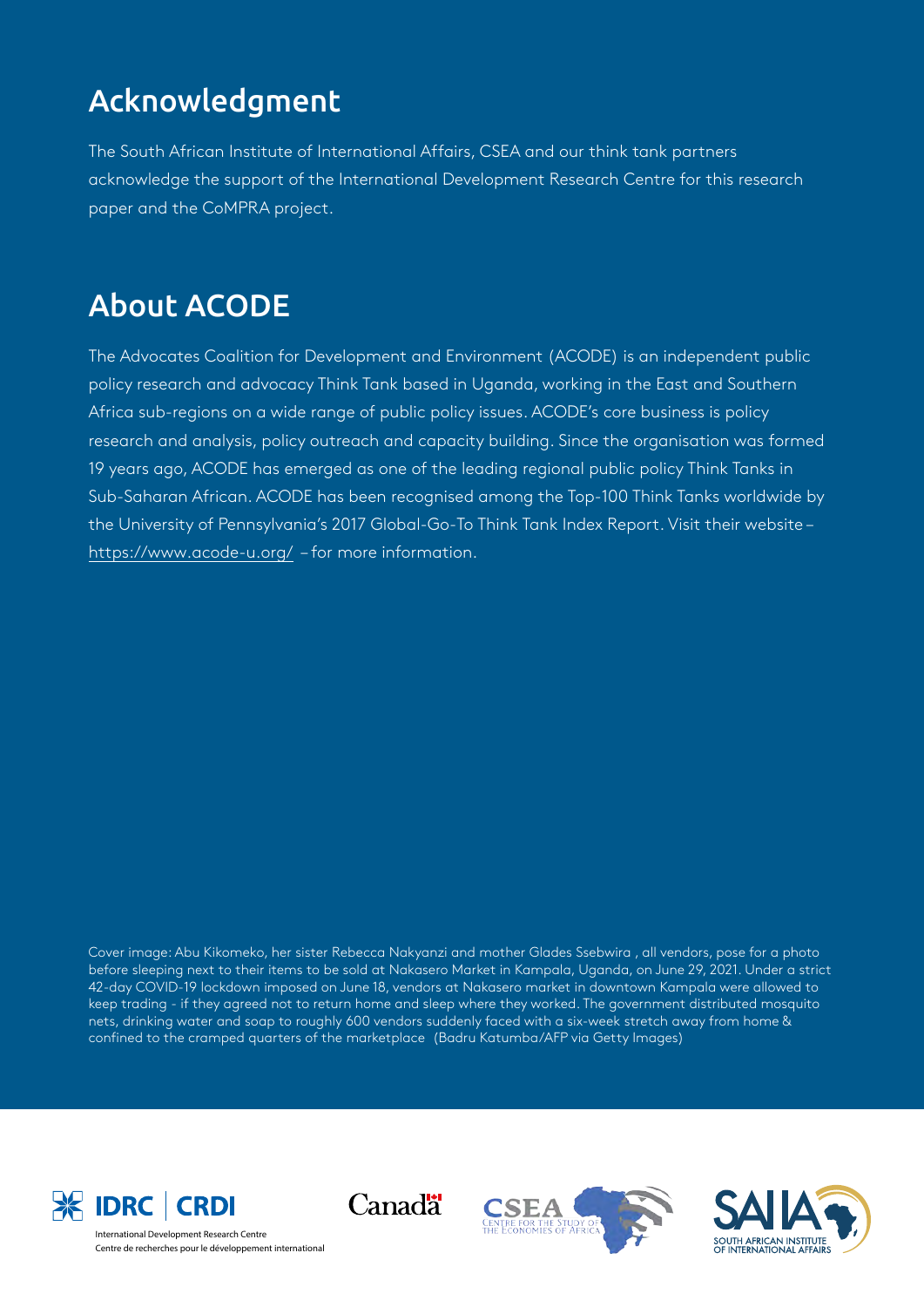## Acknowledgment

The South African Institute of International Affairs, CSEA and our think tank partners acknowledge the support of the International Development Research Centre for this research paper and the CoMPRA project.

## About ACODE

The Advocates Coalition for Development and Environment (ACODE) is an independent public policy research and advocacy Think Tank based in Uganda, working in the East and Southern Africa sub-regions on a wide range of public policy issues. ACODE's core business is policy research and analysis, policy outreach and capacity building. Since the organisation was formed 19 years ago, ACODE has emerged as one of the leading regional public policy Think Tanks in Sub-Saharan African. ACODE has been recognised among the Top-100 Think Tanks worldwide by the University of Pennsylvania's 2017 Global-Go-To Think Tank Index Report. Visit their website – https://www.acode-u.org/ – for more information.

Cover image: Abu Kikomeko, her sister Rebecca Nakyanzi and mother Glades Ssebwira , all vendors, pose for a photo before sleeping next to their items to be sold at Nakasero Market in Kampala, Uganda, on June 29, 2021. Under a strict 42-day COVID-19 lockdown imposed on June 18, vendors at Nakasero market in downtown Kampala were allowed to keep trading - if they agreed not to return home and sleep where they worked. The government distributed mosquito nets, drinking water and soap to roughly 600 vendors suddenly faced with a six-week stretch away from home & confined to the cramped quarters of the marketplace (Badru Katumba/AFP via Getty Images)

IDRC | CRDI
International Development Research Centre
Centre de recherches pour le développement international

Canada

CSEA
CENTRE FOR THE STUDY OF THE ECONOMIES OF AFRICA

SAIIA
SOUTH AFRICAN INSTITUTE OF INTERNATIONAL AFFAIRS